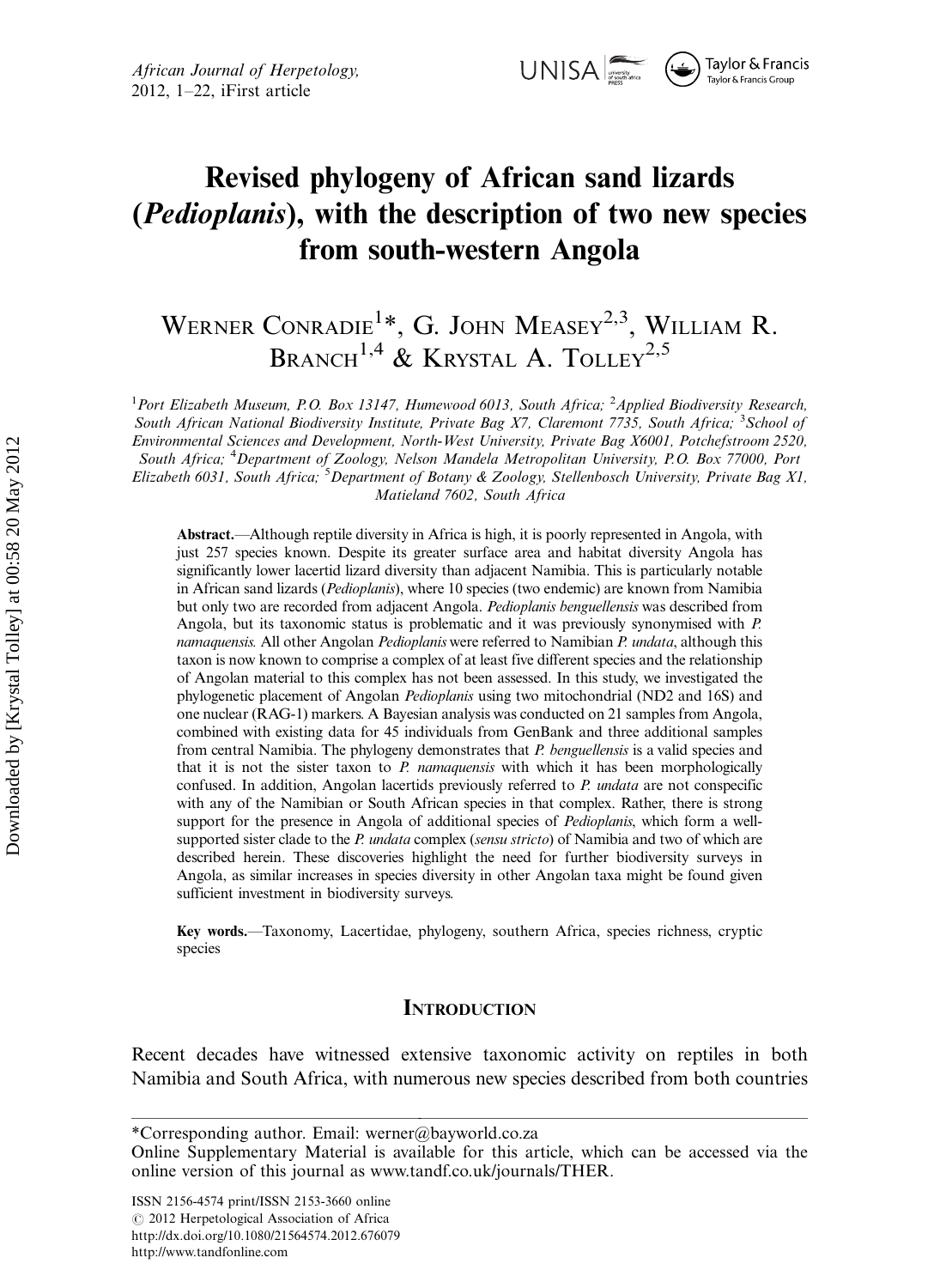# Revised phylogeny of African sand lizards (*Pedioplanis*), with the description of two new species from south-western Angola

WERNER CONRADIE[1]*, G. JOHN MEASEY[2,3], WILLIAM R. BRANCH[1,4] & KRYSTAL A. TOLLEY[2,5]

[1]*Port Elizabeth Museum, P.O. Box 13147, Humewood 6013, South Africa;* [2]*Applied Biodiversity Research, South African National Biodiversity Institute, Private Bag X7, Claremont 7735, South Africa;* [3]*School of Environmental Sciences and Development, North-West University, Private Bag X6001, Potchefstroom 2520, South Africa;* [4]*Department of Zoology, Nelson Mandela Metropolitan University, P.O. Box 77000, Port Elizabeth 6031, South Africa;* [5]*Department of Botany & Zoology, Stellenbosch University, Private Bag X1, Matieland 7602, South Africa*

**Abstract.**—Although reptile diversity in Africa is high, it is poorly represented in Angola, with just 257 species known. Despite its greater surface area and habitat diversity Angola has significantly lower lacertid lizard diversity than adjacent Namibia. This is particularly notable in African sand lizards (*Pedioplanis*), where 10 species (two endemic) are known from Namibia but only two are recorded from adjacent Angola. *Pedioplanis benguellensis* was described from Angola, but its taxonomic status is problematic and it was previously synonymised with *P. namaquensis*. All other Angolan *Pedioplanis* were referred to Namibian *P. undata*, although this taxon is now known to comprise a complex of at least five different species and the relationship of Angolan material to this complex has not been assessed. In this study, we investigated the phylogenetic placement of Angolan *Pedioplanis* using two mitochondrial (ND2 and 16S) and one nuclear (RAG-1) markers. A Bayesian analysis was conducted on 21 samples from Angola, combined with existing data for 45 individuals from GenBank and three additional samples from central Namibia. The phylogeny demonstrates that *P. benguellensis* is a valid species and that it is not the sister taxon to *P. namaquensis* with which it has been morphologically confused. In addition, Angolan lacertids previously referred to *P. undata* are not conspecific with any of the Namibian or South African species in that complex. Rather, there is strong support for the presence in Angola of additional species of *Pedioplanis*, which form a well-supported sister clade to the *P. undata* complex (*sensu stricto*) of Namibia and two of which are described herein. These discoveries highlight the need for further biodiversity surveys in Angola, as similar increases in species diversity in other Angolan taxa might be found given sufficient investment in biodiversity surveys.

**Key words.**—Taxonomy, Lacertidae, phylogeny, southern Africa, species richness, cryptic species

## INTRODUCTION

Recent decades have witnessed extensive taxonomic activity on reptiles in both Namibia and South Africa, with numerous new species described from both countries

*Corresponding author. Email: werner@bayworld.co.za

Online Supplementary Material is available for this article, which can be accessed via the online version of this journal as www.tandf.co.uk/journals/THER.

ISSN 2156-4574 print/ISSN 2153-3660 online
© 2012 Herpetological Association of Africa
http://dx.doi.org/10.1080/21564574.2012.676079
http://www.tandfonline.com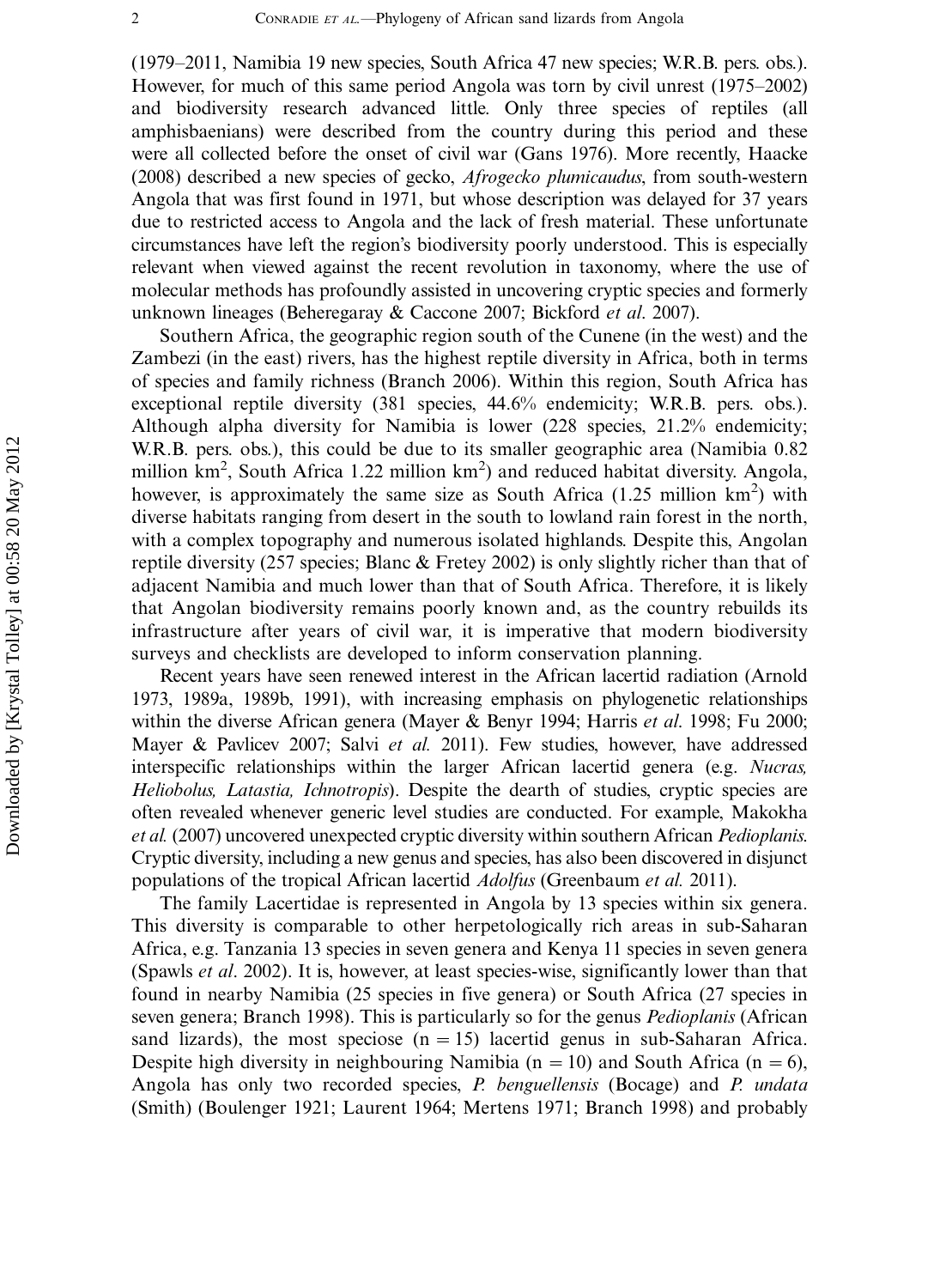(1979–2011, Namibia 19 new species, South Africa 47 new species; W.R.B. pers. obs.). However, for much of this same period Angola was torn by civil unrest (1975–2002) and biodiversity research advanced little. Only three species of reptiles (all amphisbaenians) were described from the country during this period and these were all collected before the onset of civil war (Gans 1976). More recently, Haacke (2008) described a new species of gecko, *Afrogecko plumicaudus*, from south-western Angola that was first found in 1971, but whose description was delayed for 37 years due to restricted access to Angola and the lack of fresh material. These unfortunate circumstances have left the region's biodiversity poorly understood. This is especially relevant when viewed against the recent revolution in taxonomy, where the use of molecular methods has profoundly assisted in uncovering cryptic species and formerly unknown lineages (Beheregaray & Caccone 2007; Bickford *et al*. 2007).

Southern Africa, the geographic region south of the Cunene (in the west) and the Zambezi (in the east) rivers, has the highest reptile diversity in Africa, both in terms of species and family richness (Branch 2006). Within this region, South Africa has exceptional reptile diversity (381 species, 44.6% endemicity; W.R.B. pers. obs.). Although alpha diversity for Namibia is lower (228 species, 21.2% endemicity; W.R.B. pers. obs.), this could be due to its smaller geographic area (Namibia 0.82 million km$^2$, South Africa 1.22 million km$^2$) and reduced habitat diversity. Angola, however, is approximately the same size as South Africa (1.25 million km$^2$) with diverse habitats ranging from desert in the south to lowland rain forest in the north, with a complex topography and numerous isolated highlands. Despite this, Angolan reptile diversity (257 species; Blanc & Fretey 2002) is only slightly richer than that of adjacent Namibia and much lower than that of South Africa. Therefore, it is likely that Angolan biodiversity remains poorly known and, as the country rebuilds its infrastructure after years of civil war, it is imperative that modern biodiversity surveys and checklists are developed to inform conservation planning.

Recent years have seen renewed interest in the African lacertid radiation (Arnold 1973, 1989a, 1989b, 1991), with increasing emphasis on phylogenetic relationships within the diverse African genera (Mayer & Benyr 1994; Harris *et al*. 1998; Fu 2000; Mayer & Pavlicev 2007; Salvi *et al.* 2011). Few studies, however, have addressed interspecific relationships within the larger African lacertid genera (e.g. *Nucras, Heliobolus, Latastia, Ichnotropis*). Despite the dearth of studies, cryptic species are often revealed whenever generic level studies are conducted. For example, Makokha *et al.* (2007) uncovered unexpected cryptic diversity within southern African *Pedioplanis*. Cryptic diversity, including a new genus and species, has also been discovered in disjunct populations of the tropical African lacertid *Adolfus* (Greenbaum *et al.* 2011).

The family Lacertidae is represented in Angola by 13 species within six genera. This diversity is comparable to other herpetologically rich areas in sub-Saharan Africa, e.g. Tanzania 13 species in seven genera and Kenya 11 species in seven genera (Spawls *et al*. 2002). It is, however, at least species-wise, significantly lower than that found in nearby Namibia (25 species in five genera) or South Africa (27 species in seven genera; Branch 1998). This is particularly so for the genus *Pedioplanis* (African sand lizards), the most speciose ($n = 15$) lacertid genus in sub-Saharan Africa. Despite high diversity in neighbouring Namibia ($n = 10$) and South Africa ($n = 6$), Angola has only two recorded species, *P. benguellensis* (Bocage) and *P. undata* (Smith) (Boulenger 1921; Laurent 1964; Mertens 1971; Branch 1998) and probably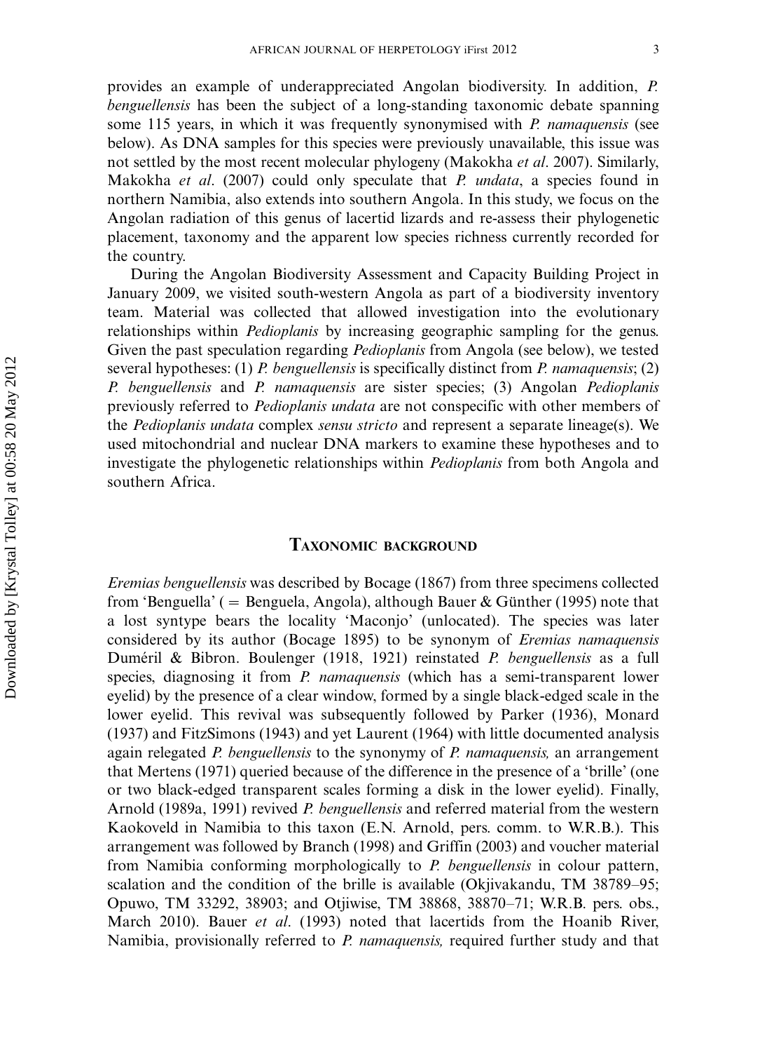provides an example of underappreciated Angolan biodiversity. In addition, *P. benguellensis* has been the subject of a long-standing taxonomic debate spanning some 115 years, in which it was frequently synonymised with *P. namaquensis* (see below). As DNA samples for this species were previously unavailable, this issue was not settled by the most recent molecular phylogeny (Makokha *et al*. 2007). Similarly, Makokha *et al*. (2007) could only speculate that *P. undata*, a species found in northern Namibia, also extends into southern Angola. In this study, we focus on the Angolan radiation of this genus of lacertid lizards and re-assess their phylogenetic placement, taxonomy and the apparent low species richness currently recorded for the country.

During the Angolan Biodiversity Assessment and Capacity Building Project in January 2009, we visited south-western Angola as part of a biodiversity inventory team. Material was collected that allowed investigation into the evolutionary relationships within *Pedioplanis* by increasing geographic sampling for the genus. Given the past speculation regarding *Pedioplanis* from Angola (see below), we tested several hypotheses: (1) *P. benguellensis* is specifically distinct from *P. namaquensis*; (2) *P. benguellensis* and *P. namaquensis* are sister species; (3) Angolan *Pedioplanis* previously referred to *Pedioplanis undata* are not conspecific with other members of the *Pedioplanis undata* complex *sensu stricto* and represent a separate lineage(s). We used mitochondrial and nuclear DNA markers to examine these hypotheses and to investigate the phylogenetic relationships within *Pedioplanis* from both Angola and southern Africa.

## Taxonomic background

*Eremias benguellensis* was described by Bocage (1867) from three specimens collected from 'Benguella' ( = Benguela, Angola), although Bauer & Günther (1995) note that a lost syntype bears the locality 'Maconjo' (unlocated). The species was later considered by its author (Bocage 1895) to be synonym of *Eremias namaquensis* Duméril & Bibron. Boulenger (1918, 1921) reinstated *P. benguellensis* as a full species, diagnosing it from *P. namaquensis* (which has a semi-transparent lower eyelid) by the presence of a clear window, formed by a single black-edged scale in the lower eyelid. This revival was subsequently followed by Parker (1936), Monard (1937) and FitzSimons (1943) and yet Laurent (1964) with little documented analysis again relegated *P. benguellensis* to the synonymy of *P. namaquensis,* an arrangement that Mertens (1971) queried because of the difference in the presence of a 'brille' (one or two black-edged transparent scales forming a disk in the lower eyelid). Finally, Arnold (1989a, 1991) revived *P. benguellensis* and referred material from the western Kaokoveld in Namibia to this taxon (E.N. Arnold, pers. comm. to W.R.B.). This arrangement was followed by Branch (1998) and Griffin (2003) and voucher material from Namibia conforming morphologically to *P. benguellensis* in colour pattern, scalation and the condition of the brille is available (Okjivakandu, TM 38789–95; Opuwo, TM 33292, 38903; and Otjiwise, TM 38868, 38870–71; W.R.B. pers. obs., March 2010). Bauer *et al*. (1993) noted that lacertids from the Hoanib River, Namibia, provisionally referred to *P. namaquensis,* required further study and that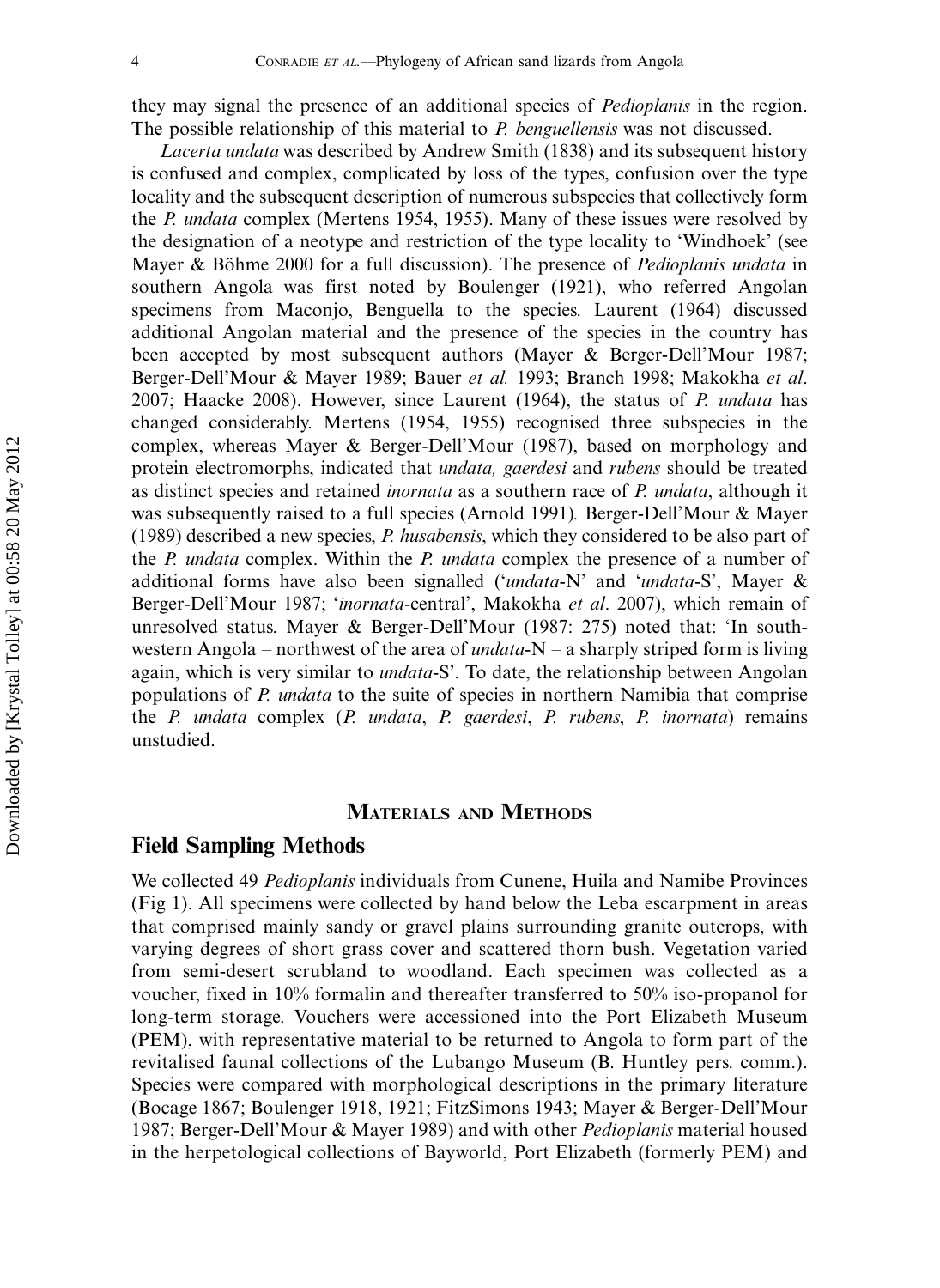they may signal the presence of an additional species of *Pedioplanis* in the region. The possible relationship of this material to *P. benguellensis* was not discussed.

*Lacerta undata* was described by Andrew Smith (1838) and its subsequent history is confused and complex, complicated by loss of the types, confusion over the type locality and the subsequent description of numerous subspecies that collectively form the *P. undata* complex (Mertens 1954, 1955). Many of these issues were resolved by the designation of a neotype and restriction of the type locality to 'Windhoek' (see Mayer & Böhme 2000 for a full discussion). The presence of *Pedioplanis undata* in southern Angola was first noted by Boulenger (1921), who referred Angolan specimens from Maconjo, Benguella to the species. Laurent (1964) discussed additional Angolan material and the presence of the species in the country has been accepted by most subsequent authors (Mayer & Berger-Dell'Mour 1987; Berger-Dell'Mour & Mayer 1989; Bauer *et al.* 1993; Branch 1998; Makokha *et al*. 2007; Haacke 2008). However, since Laurent (1964), the status of *P. undata* has changed considerably. Mertens (1954, 1955) recognised three subspecies in the complex, whereas Mayer & Berger-Dell'Mour (1987), based on morphology and protein electromorphs, indicated that *undata, gaerdesi* and *rubens* should be treated as distinct species and retained *inornata* as a southern race of *P. undata*, although it was subsequently raised to a full species (Arnold 1991). Berger-Dell'Mour & Mayer (1989) described a new species, *P. husabensis*, which they considered to be also part of the *P. undata* complex. Within the *P. undata* complex the presence of a number of additional forms have also been signalled ('*undata*-N' and '*undata*-S', Mayer & Berger-Dell'Mour 1987; '*inornata*-central', Makokha *et al*. 2007), which remain of unresolved status. Mayer & Berger-Dell'Mour (1987: 275) noted that: 'In southwestern Angola – northwest of the area of *undata*-N – a sharply striped form is living again, which is very similar to *undata*-S'. To date, the relationship between Angolan populations of *P. undata* to the suite of species in northern Namibia that comprise the *P. undata* complex (*P. undata*, *P. gaerdesi*, *P. rubens*, *P. inornata*) remains unstudied.

## Materials and Methods

### Field Sampling Methods

We collected 49 *Pedioplanis* individuals from Cunene, Huila and Namibe Provinces (Fig 1). All specimens were collected by hand below the Leba escarpment in areas that comprised mainly sandy or gravel plains surrounding granite outcrops, with varying degrees of short grass cover and scattered thorn bush. Vegetation varied from semi-desert scrubland to woodland. Each specimen was collected as a voucher, fixed in 10% formalin and thereafter transferred to 50% iso-propanol for long-term storage. Vouchers were accessioned into the Port Elizabeth Museum (PEM), with representative material to be returned to Angola to form part of the revitalised faunal collections of the Lubango Museum (B. Huntley pers. comm.). Species were compared with morphological descriptions in the primary literature (Bocage 1867; Boulenger 1918, 1921; FitzSimons 1943; Mayer & Berger-Dell'Mour 1987; Berger-Dell'Mour & Mayer 1989) and with other *Pedioplanis* material housed in the herpetological collections of Bayworld, Port Elizabeth (formerly PEM) and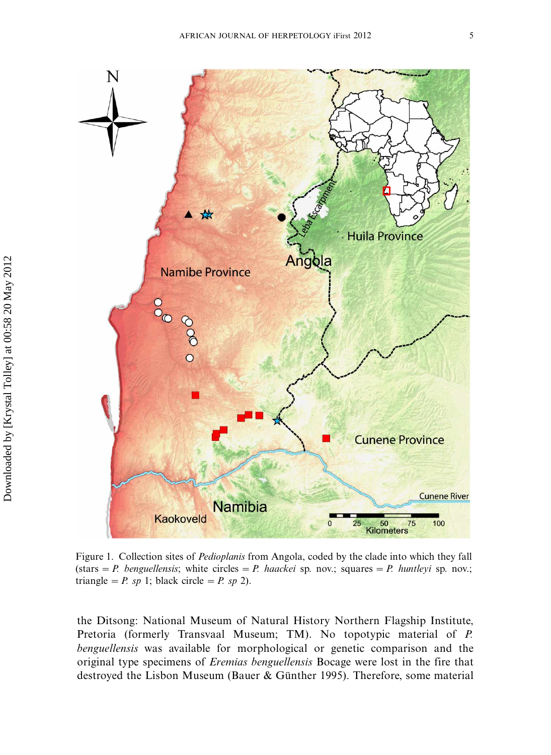Figure 1. Collection sites of *Pedioplanis* from Angola, coded by the clade into which they fall (stars = *P. benguellensis*; white circles = *P. haackei* sp. nov.; squares = *P. huntleyi* sp. nov.; triangle = *P. sp* 1; black circle = *P. sp* 2).

the Ditsong: National Museum of Natural History Northern Flagship Institute, Pretoria (formerly Transvaal Museum; TM). No topotypic material of *P. benguellensis* was available for morphological or genetic comparison and the original type specimens of *Eremias benguellensis* Bocage were lost in the fire that destroyed the Lisbon Museum (Bauer & Günther 1995). Therefore, some material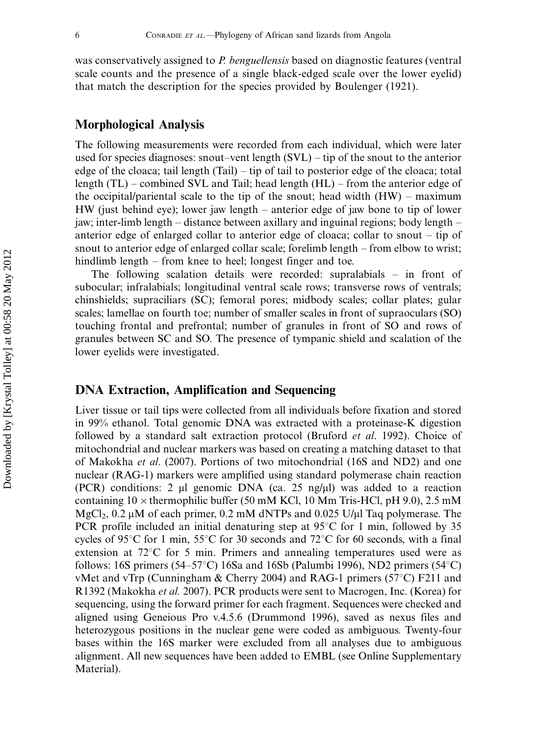was conservatively assigned to *P. benguellensis* based on diagnostic features (ventral scale counts and the presence of a single black-edged scale over the lower eyelid) that match the description for the species provided by Boulenger (1921).

## Morphological Analysis

The following measurements were recorded from each individual, which were later used for species diagnoses: snout–vent length (SVL) – tip of the snout to the anterior edge of the cloaca; tail length (Tail) – tip of tail to posterior edge of the cloaca; total length (TL) – combined SVL and Tail; head length (HL) – from the anterior edge of the occipital/pariental scale to the tip of the snout; head width (HW) – maximum HW (just behind eye); lower jaw length – anterior edge of jaw bone to tip of lower jaw; inter-limb length – distance between axillary and inguinal regions; body length – anterior edge of enlarged collar to anterior edge of cloaca; collar to snout – tip of snout to anterior edge of enlarged collar scale; forelimb length – from elbow to wrist; hindlimb length – from knee to heel; longest finger and toe.

The following scalation details were recorded: supralabials – in front of subocular; infralabials; longitudinal ventral scale rows; transverse rows of ventrals; chinshields; supraciliars (SC); femoral pores; midbody scales; collar plates; gular scales; lamellae on fourth toe; number of smaller scales in front of supraoculars (SO) touching frontal and prefrontal; number of granules in front of SO and rows of granules between SC and SO. The presence of tympanic shield and scalation of the lower eyelids were investigated.

## DNA Extraction, Amplification and Sequencing

Liver tissue or tail tips were collected from all individuals before fixation and stored in 99% ethanol. Total genomic DNA was extracted with a proteinase-K digestion followed by a standard salt extraction protocol (Bruford *et al*. 1992). Choice of mitochondrial and nuclear markers was based on creating a matching dataset to that of Makokha *et al*. (2007). Portions of two mitochondrial (16S and ND2) and one nuclear (RAG-1) markers were amplified using standard polymerase chain reaction (PCR) conditions: 2 μl genomic DNA (ca. 25 ng/μl) was added to a reaction containing 10 × thermophilic buffer (50 mM KCl, 10 Mm Tris-HCl, pH 9.0), 2.5 mM $MgCl_2$, 0.2 μM of each primer, 0.2 mM dNTPs and 0.025 U/μl Taq polymerase. The PCR profile included an initial denaturing step at 95°C for 1 min, followed by 35 cycles of 95°C for 1 min, 55°C for 30 seconds and 72°C for 60 seconds, with a final extension at 72°C for 5 min. Primers and annealing temperatures used were as follows: 16S primers (54–57°C) 16Sa and 16Sb (Palumbi 1996), ND2 primers (54°C) vMet and vTrp (Cunningham & Cherry 2004) and RAG-1 primers (57°C) F211 and R1392 (Makokha *et al.* 2007). PCR products were sent to Macrogen, Inc. (Korea) for sequencing, using the forward primer for each fragment. Sequences were checked and aligned using Geneious Pro v.4.5.6 (Drummond 1996), saved as nexus files and heterozygous positions in the nuclear gene were coded as ambiguous. Twenty-four bases within the 16S marker were excluded from all analyses due to ambiguous alignment. All new sequences have been added to EMBL (see Online Supplementary Material).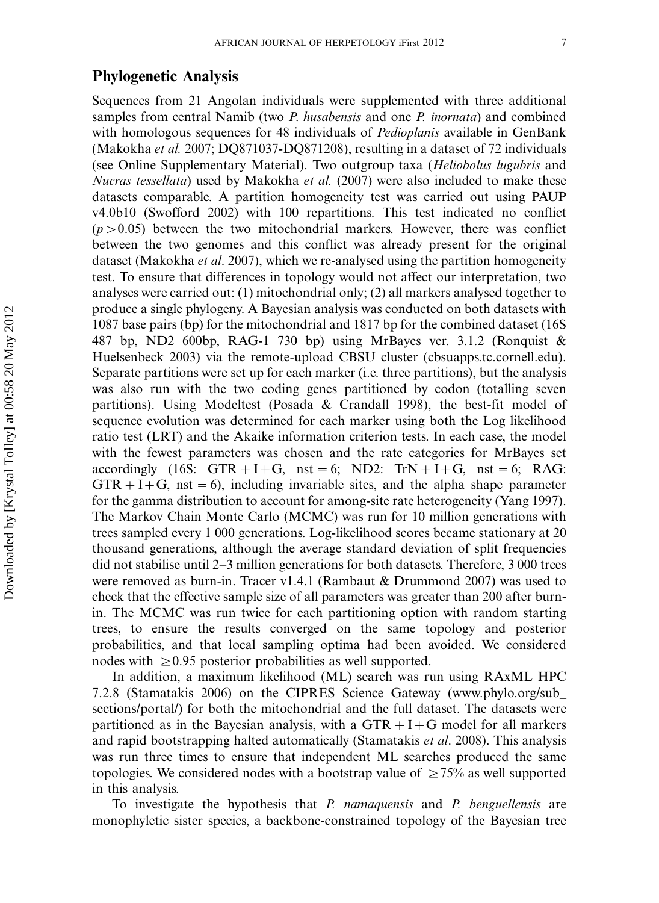## Phylogenetic Analysis

Sequences from 21 Angolan individuals were supplemented with three additional samples from central Namib (two *P. husabensis* and one *P. inornata*) and combined with homologous sequences for 48 individuals of *Pedioplanis* available in GenBank (Makokha *et al.* 2007; DQ871037-DQ871208), resulting in a dataset of 72 individuals (see Online Supplementary Material). Two outgroup taxa (*Heliobolus lugubris* and *Nucras tessellata*) used by Makokha *et al.* (2007) were also included to make these datasets comparable. A partition homogeneity test was carried out using PAUP v4.0b10 (Swofford 2002) with 100 repartitions. This test indicated no conflict ($p > 0.05$) between the two mitochondrial markers. However, there was conflict between the two genomes and this conflict was already present for the original dataset (Makokha *et al*. 2007), which we re-analysed using the partition homogeneity test. To ensure that differences in topology would not affect our interpretation, two analyses were carried out: (1) mitochondrial only; (2) all markers analysed together to produce a single phylogeny. A Bayesian analysis was conducted on both datasets with 1087 base pairs (bp) for the mitochondrial and 1817 bp for the combined dataset (16S 487 bp, ND2 600bp, RAG-1 730 bp) using MrBayes ver. 3.1.2 (Ronquist & Huelsenbeck 2003) via the remote-upload CBSU cluster (cbsuapps.tc.cornell.edu). Separate partitions were set up for each marker (i.e. three partitions), but the analysis was also run with the two coding genes partitioned by codon (totalling seven partitions). Using Modeltest (Posada & Crandall 1998), the best-fit model of sequence evolution was determined for each marker using both the Log likelihood ratio test (LRT) and the Akaike information criterion tests. In each case, the model with the fewest parameters was chosen and the rate categories for MrBayes set accordingly (16S: GTR + I + G, nst = 6; ND2: TrN + I + G, nst = 6; RAG: GTR + I + G, nst = 6), including invariable sites, and the alpha shape parameter for the gamma distribution to account for among-site rate heterogeneity (Yang 1997). The Markov Chain Monte Carlo (MCMC) was run for 10 million generations with trees sampled every 1 000 generations. Log-likelihood scores became stationary at 20 thousand generations, although the average standard deviation of split frequencies did not stabilise until 2–3 million generations for both datasets. Therefore, 3 000 trees were removed as burn-in. Tracer v1.4.1 (Rambaut & Drummond 2007) was used to check that the effective sample size of all parameters was greater than 200 after burn-in. The MCMC was run twice for each partitioning option with random starting trees, to ensure the results converged on the same topology and posterior probabilities, and that local sampling optima had been avoided. We considered nodes with $\geq 0.95$ posterior probabilities as well supported.

In addition, a maximum likelihood (ML) search was run using RAxML HPC 7.2.8 (Stamatakis 2006) on the CIPRES Science Gateway (www.phylo.org/sub_sections/portal/) for both the mitochondrial and the full dataset. The datasets were partitioned as in the Bayesian analysis, with a GTR + I + G model for all markers and rapid bootstrapping halted automatically (Stamatakis *et al*. 2008). This analysis was run three times to ensure that independent ML searches produced the same topologies. We considered nodes with a bootstrap value of $\geq 75\%$ as well supported in this analysis.

To investigate the hypothesis that *P. namaquensis* and *P. benguellensis* are monophyletic sister species, a backbone-constrained topology of the Bayesian tree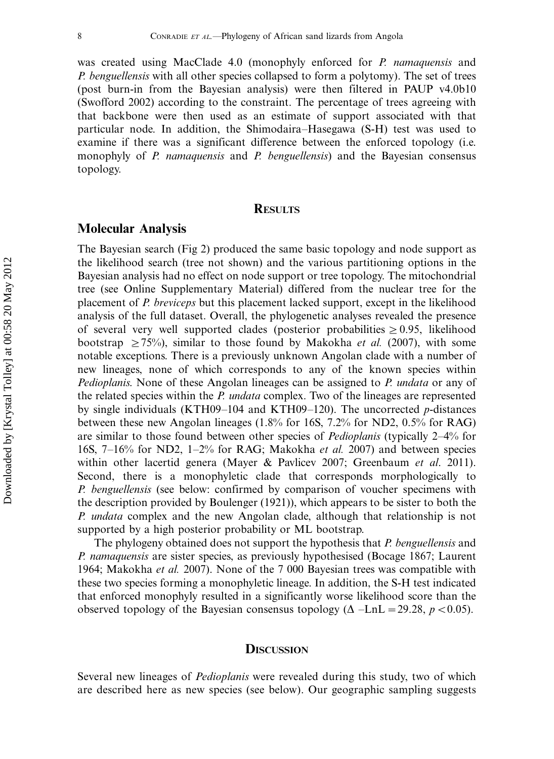was created using MacClade 4.0 (monophyly enforced for *P. namaquensis* and *P. benguellensis* with all other species collapsed to form a polytomy). The set of trees (post burn-in from the Bayesian analysis) were then filtered in PAUP v4.0b10 (Swofford 2002) according to the constraint. The percentage of trees agreeing with that backbone were then used as an estimate of support associated with that particular node. In addition, the Shimodaira–Hasegawa (S-H) test was used to examine if there was a significant difference between the enforced topology (i.e. monophyly of *P. namaquensis* and *P. benguellensis*) and the Bayesian consensus topology.

# Results

## Molecular Analysis

The Bayesian search (Fig 2) produced the same basic topology and node support as the likelihood search (tree not shown) and the various partitioning options in the Bayesian analysis had no effect on node support or tree topology. The mitochondrial tree (see Online Supplementary Material) differed from the nuclear tree for the placement of *P. breviceps* but this placement lacked support, except in the likelihood analysis of the full dataset. Overall, the phylogenetic analyses revealed the presence of several very well supported clades (posterior probabilities $\geq 0.95$, likelihood bootstrap $\geq 75\%$), similar to those found by Makokha *et al.* (2007), with some notable exceptions. There is a previously unknown Angolan clade with a number of new lineages, none of which corresponds to any of the known species within *Pedioplanis*. None of these Angolan lineages can be assigned to *P. undata* or any of the related species within the *P. undata* complex. Two of the lineages are represented by single individuals (KTH09–104 and KTH09–120). The uncorrected *p*-distances between these new Angolan lineages (1.8% for 16S, 7.2% for ND2, 0.5% for RAG) are similar to those found between other species of *Pedioplanis* (typically 2–4% for 16S, 7–16% for ND2, 1–2% for RAG; Makokha *et al.* 2007) and between species within other lacertid genera (Mayer & Pavlicev 2007; Greenbaum *et al*. 2011). Second, there is a monophyletic clade that corresponds morphologically to *P. benguellensis* (see below: confirmed by comparison of voucher specimens with the description provided by Boulenger (1921)), which appears to be sister to both the *P. undata* complex and the new Angolan clade, although that relationship is not supported by a high posterior probability or ML bootstrap.

The phylogeny obtained does not support the hypothesis that *P. benguellensis* and *P. namaquensis* are sister species, as previously hypothesised (Bocage 1867; Laurent 1964; Makokha *et al.* 2007). None of the 7 000 Bayesian trees was compatible with these two species forming a monophyletic lineage. In addition, the S-H test indicated that enforced monophyly resulted in a significantly worse likelihood score than the observed topology of the Bayesian consensus topology ($\Delta$ –LnL = 29.28, $p < 0.05$).

# Discussion

Several new lineages of *Pedioplanis* were revealed during this study, two of which are described here as new species (see below). Our geographic sampling suggests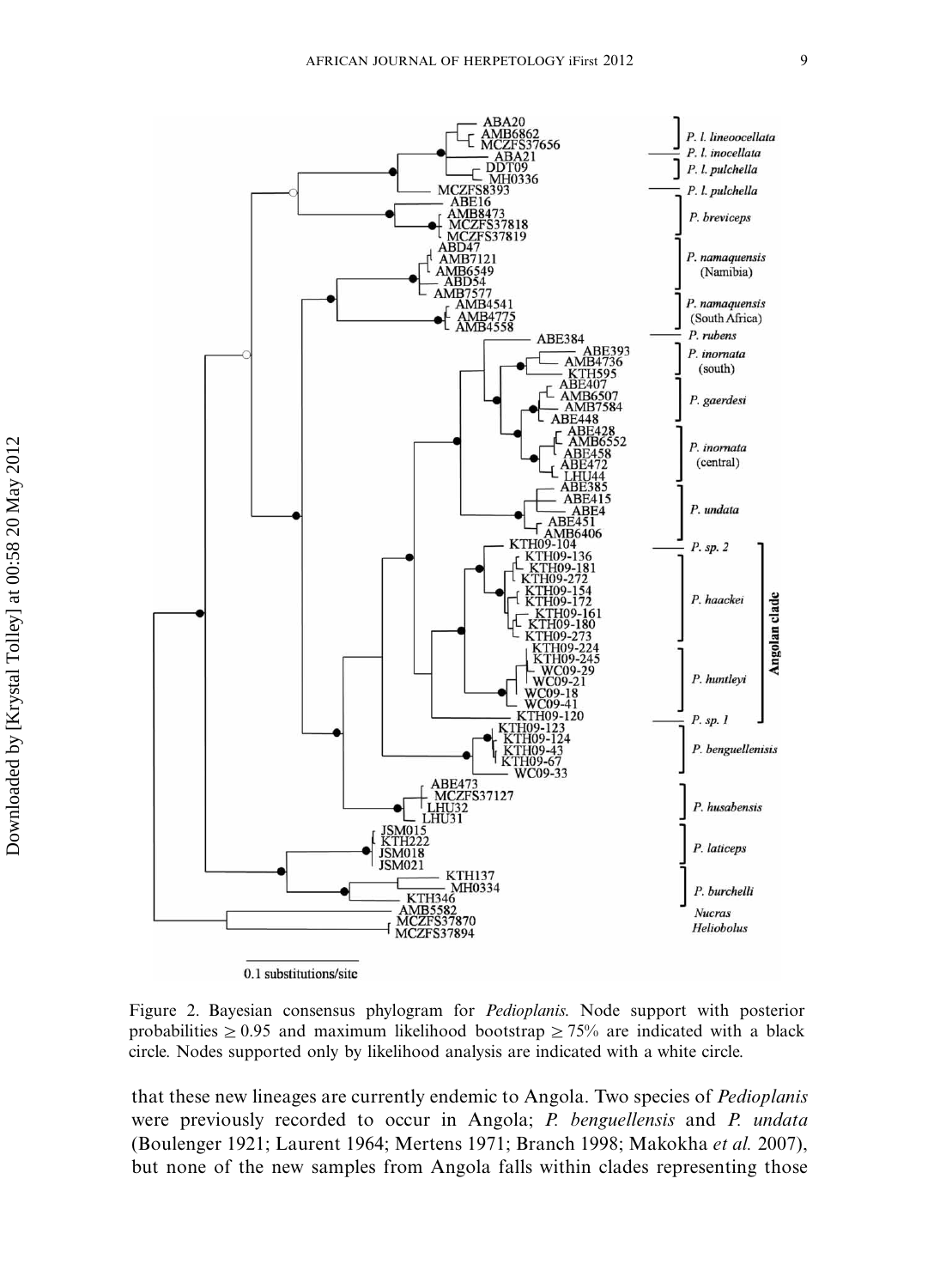Figure 2. Bayesian consensus phylogram for *Pedioplanis*. Node support with posterior probabilities ≥ 0.95 and maximum likelihood bootstrap ≥ 75% are indicated with a black circle. Nodes supported only by likelihood analysis are indicated with a white circle.

that these new lineages are currently endemic to Angola. Two species of *Pedioplanis* were previously recorded to occur in Angola; *P. benguellensis* and *P. undata* (Boulenger 1921; Laurent 1964; Mertens 1971; Branch 1998; Makokha *et al.* 2007), but none of the new samples from Angola falls within clades representing those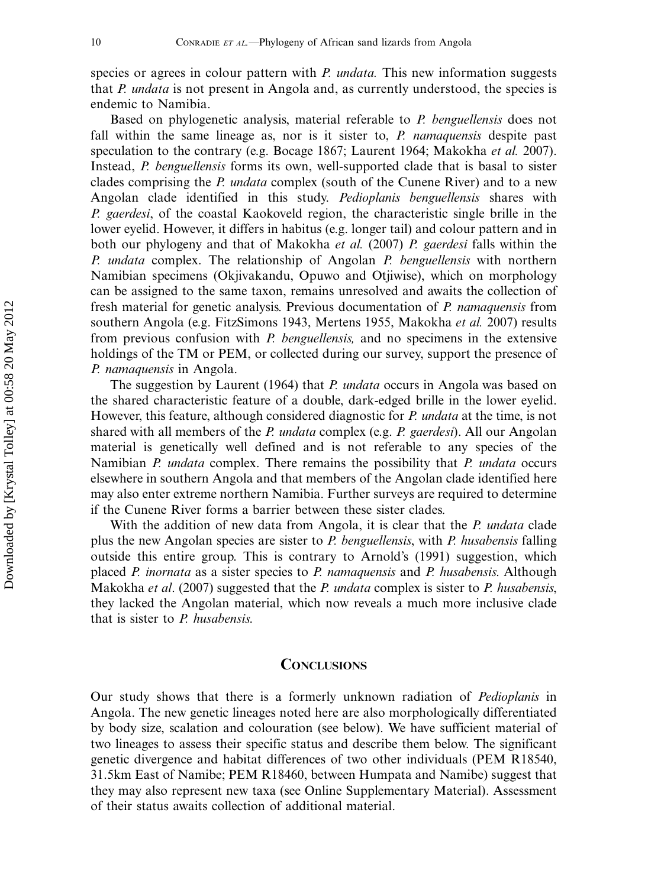species or agrees in colour pattern with *P. undata.* This new information suggests that *P. undata* is not present in Angola and, as currently understood, the species is endemic to Namibia.

Based on phylogenetic analysis, material referable to *P. benguellensis* does not fall within the same lineage as, nor is it sister to, *P. namaquensis* despite past speculation to the contrary (e.g. Bocage 1867; Laurent 1964; Makokha *et al.* 2007). Instead, *P. benguellensis* forms its own, well-supported clade that is basal to sister clades comprising the *P. undata* complex (south of the Cunene River) and to a new Angolan clade identified in this study. *Pedioplanis benguellensis* shares with *P. gaerdesi*, of the coastal Kaokoveld region, the characteristic single brille in the lower eyelid. However, it differs in habitus (e.g. longer tail) and colour pattern and in both our phylogeny and that of Makokha *et al.* (2007) *P. gaerdesi* falls within the *P. undata* complex. The relationship of Angolan *P. benguellensis* with northern Namibian specimens (Okjivakandu, Opuwo and Otjiwise), which on morphology can be assigned to the same taxon, remains unresolved and awaits the collection of fresh material for genetic analysis. Previous documentation of *P. namaquensis* from southern Angola (e.g. FitzSimons 1943, Mertens 1955, Makokha *et al.* 2007) results from previous confusion with *P. benguellensis,* and no specimens in the extensive holdings of the TM or PEM, or collected during our survey, support the presence of *P. namaquensis* in Angola.

The suggestion by Laurent (1964) that *P. undata* occurs in Angola was based on the shared characteristic feature of a double, dark-edged brille in the lower eyelid. However, this feature, although considered diagnostic for *P. undata* at the time, is not shared with all members of the *P. undata* complex (e.g. *P. gaerdesi*). All our Angolan material is genetically well defined and is not referable to any species of the Namibian *P. undata* complex. There remains the possibility that *P. undata* occurs elsewhere in southern Angola and that members of the Angolan clade identified here may also enter extreme northern Namibia. Further surveys are required to determine if the Cunene River forms a barrier between these sister clades.

With the addition of new data from Angola, it is clear that the *P. undata* clade plus the new Angolan species are sister to *P. benguellensis*, with *P. husabensis* falling outside this entire group. This is contrary to Arnold's (1991) suggestion, which placed *P. inornata* as a sister species to *P. namaquensis* and *P. husabensis*. Although Makokha *et al*. (2007) suggested that the *P. undata* complex is sister to *P. husabensis*, they lacked the Angolan material, which now reveals a much more inclusive clade that is sister to *P. husabensis*.

## Conclusions

Our study shows that there is a formerly unknown radiation of *Pedioplanis* in Angola. The new genetic lineages noted here are also morphologically differentiated by body size, scalation and colouration (see below). We have sufficient material of two lineages to assess their specific status and describe them below. The significant genetic divergence and habitat differences of two other individuals (PEM R18540, 31.5km East of Namibe; PEM R18460, between Humpata and Namibe) suggest that they may also represent new taxa (see Online Supplementary Material). Assessment of their status awaits collection of additional material.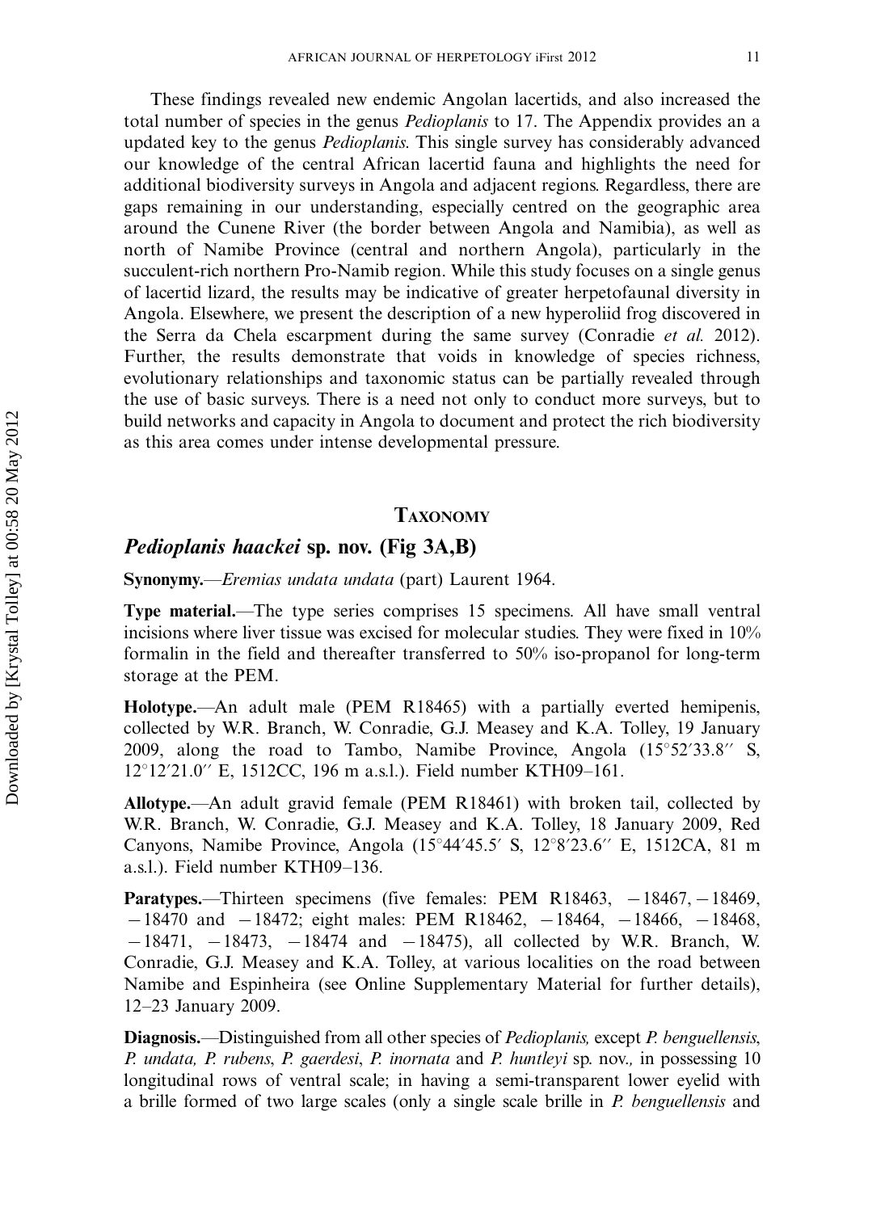These findings revealed new endemic Angolan lacertids, and also increased the total number of species in the genus *Pedioplanis* to 17. The Appendix provides an a updated key to the genus *Pedioplanis*. This single survey has considerably advanced our knowledge of the central African lacertid fauna and highlights the need for additional biodiversity surveys in Angola and adjacent regions. Regardless, there are gaps remaining in our understanding, especially centred on the geographic area around the Cunene River (the border between Angola and Namibia), as well as north of Namibe Province (central and northern Angola), particularly in the succulent-rich northern Pro-Namib region. While this study focuses on a single genus of lacertid lizard, the results may be indicative of greater herpetofaunal diversity in Angola. Elsewhere, we present the description of a new hyperoliid frog discovered in the Serra da Chela escarpment during the same survey (Conradie *et al.* 2012). Further, the results demonstrate that voids in knowledge of species richness, evolutionary relationships and taxonomic status can be partially revealed through the use of basic surveys. There is a need not only to conduct more surveys, but to build networks and capacity in Angola to document and protect the rich biodiversity as this area comes under intense developmental pressure.

## TAXONOMY

### *Pedioplanis haackei* sp. nov. (Fig 3A,B)

**Synonymy.**—*Eremias undata undata* (part) Laurent 1964.

**Type material.**—The type series comprises 15 specimens. All have small ventral incisions where liver tissue was excised for molecular studies. They were fixed in 10% formalin in the field and thereafter transferred to 50% iso-propanol for long-term storage at the PEM.

**Holotype.**—An adult male (PEM R18465) with a partially everted hemipenis, collected by W.R. Branch, W. Conradie, G.J. Measey and K.A. Tolley, 19 January 2009, along the road to Tambo, Namibe Province, Angola (15°52′33.8″ S, 12°12′21.0″ E, 1512CC, 196 m a.s.l.). Field number KTH09–161.

**Allotype.**—An adult gravid female (PEM R18461) with broken tail, collected by W.R. Branch, W. Conradie, G.J. Measey and K.A. Tolley, 18 January 2009, Red Canyons, Namibe Province, Angola (15°44′45.5′ S, 12°8′23.6″ E, 1512CA, 81 m a.s.l.). Field number KTH09–136.

**Paratypes.**—Thirteen specimens (five females: PEM R18463, −18467, −18469, −18470 and −18472; eight males: PEM R18462, −18464, −18466, −18468, −18471, −18473, −18474 and −18475), all collected by W.R. Branch, W. Conradie, G.J. Measey and K.A. Tolley, at various localities on the road between Namibe and Espinheira (see Online Supplementary Material for further details), 12–23 January 2009.

**Diagnosis.**—Distinguished from all other species of *Pedioplanis,* except *P. benguellensis*, *P. undata, P. rubens*, *P. gaerdesi*, *P. inornata* and *P. huntleyi* sp. nov., in possessing 10 longitudinal rows of ventral scale; in having a semi-transparent lower eyelid with a brille formed of two large scales (only a single scale brille in *P. benguellensis* and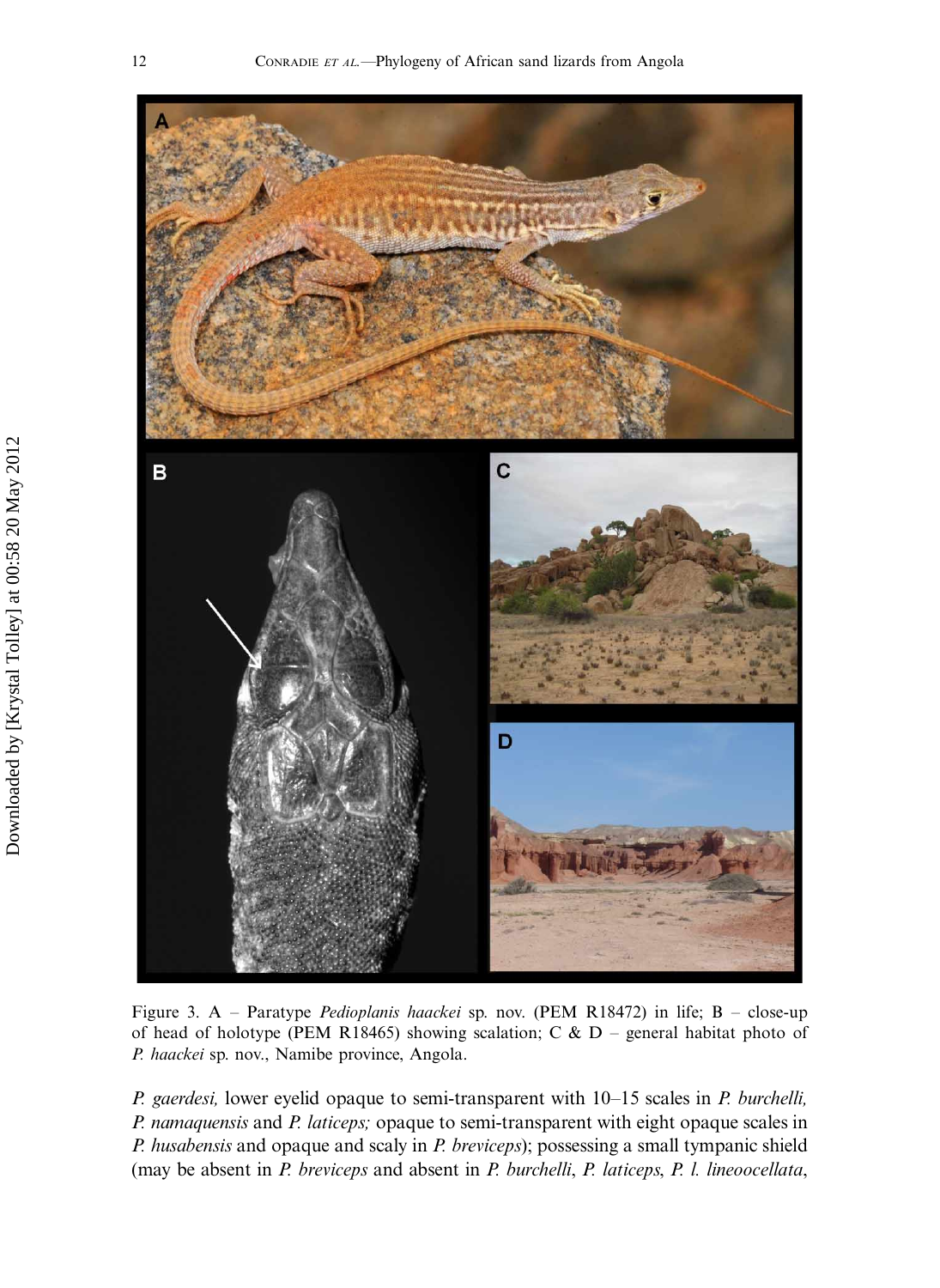Figure 3. A – Paratype *Pedioplanis haackei* sp. nov. (PEM R18472) in life; B – close-up of head of holotype (PEM R18465) showing scalation; C & D – general habitat photo of *P. haackei* sp. nov., Namibe province, Angola.

*P. gaerdesi,* lower eyelid opaque to semi-transparent with 10–15 scales in *P. burchelli, P. namaquensis* and *P. laticeps;* opaque to semi-transparent with eight opaque scales in *P. husabensis* and opaque and scaly in *P. breviceps*); possessing a small tympanic shield (may be absent in *P. breviceps* and absent in *P. burchelli*, *P. laticeps*, *P. l. lineoocellata*,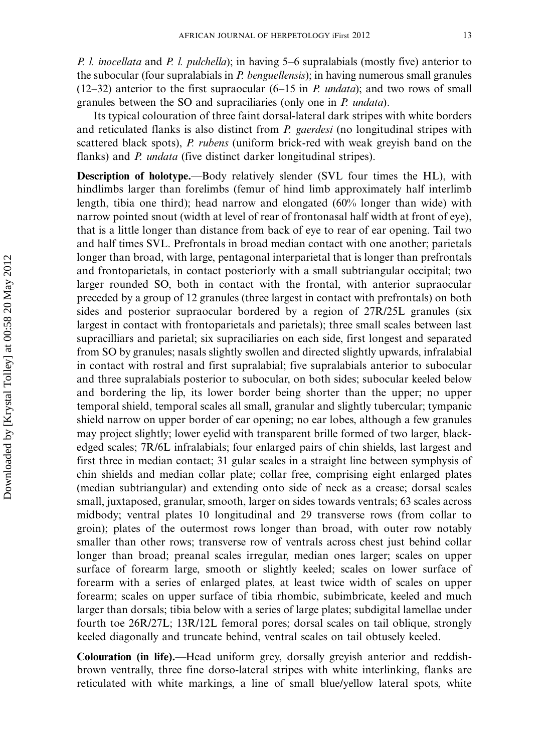*P. l. inocellata* and *P. l. pulchella*); in having 5–6 supralabials (mostly five) anterior to the subocular (four supralabials in *P. benguellensis*); in having numerous small granules (12–32) anterior to the first supraocular (6–15 in *P. undata*); and two rows of small granules between the SO and supraciliaries (only one in *P. undata*).

Its typical colouration of three faint dorsal-lateral dark stripes with white borders and reticulated flanks is also distinct from *P. gaerdesi* (no longitudinal stripes with scattered black spots), *P. rubens* (uniform brick-red with weak greyish band on the flanks) and *P. undata* (five distinct darker longitudinal stripes).

**Description of holotype.**—Body relatively slender (SVL four times the HL), with hindlimbs larger than forelimbs (femur of hind limb approximately half interlimb length, tibia one third); head narrow and elongated (60% longer than wide) with narrow pointed snout (width at level of rear of frontonasal half width at front of eye), that is a little longer than distance from back of eye to rear of ear opening. Tail two and half times SVL. Prefrontals in broad median contact with one another; parietals longer than broad, with large, pentagonal interparietal that is longer than prefrontals and frontoparietals, in contact posteriorly with a small subtriangular occipital; two larger rounded SO, both in contact with the frontal, with anterior supraocular preceded by a group of 12 granules (three largest in contact with prefrontals) on both sides and posterior supraocular bordered by a region of 27R/25L granules (six largest in contact with frontoparietals and parietals); three small scales between last supracilliars and parietal; six supraciliaries on each side, first longest and separated from SO by granules; nasals slightly swollen and directed slightly upwards, infralabial in contact with rostral and first supralabial; five supralabials anterior to subocular and three supralabials posterior to subocular, on both sides; subocular keeled below and bordering the lip, its lower border being shorter than the upper; no upper temporal shield, temporal scales all small, granular and slightly tubercular; tympanic shield narrow on upper border of ear opening; no ear lobes, although a few granules may project slightly; lower eyelid with transparent brille formed of two larger, black-edged scales; 7R/6L infralabials; four enlarged pairs of chin shields, last largest and first three in median contact; 31 gular scales in a straight line between symphysis of chin shields and median collar plate; collar free, comprising eight enlarged plates (median subtriangular) and extending onto side of neck as a crease; dorsal scales small, juxtaposed, granular, smooth, larger on sides towards ventrals; 63 scales across midbody; ventral plates 10 longitudinal and 29 transverse rows (from collar to groin); plates of the outermost rows longer than broad, with outer row notably smaller than other rows; transverse row of ventrals across chest just behind collar longer than broad; preanal scales irregular, median ones larger; scales on upper surface of forearm large, smooth or slightly keeled; scales on lower surface of forearm with a series of enlarged plates, at least twice width of scales on upper forearm; scales on upper surface of tibia rhombic, subimbricate, keeled and much larger than dorsals; tibia below with a series of large plates; subdigital lamellae under fourth toe 26R/27L; 13R/12L femoral pores; dorsal scales on tail oblique, strongly keeled diagonally and truncate behind, ventral scales on tail obtusely keeled.

**Colouration (in life).**—Head uniform grey, dorsally greyish anterior and reddish-brown ventrally, three fine dorso-lateral stripes with white interlinking, flanks are reticulated with white markings, a line of small blue/yellow lateral spots, white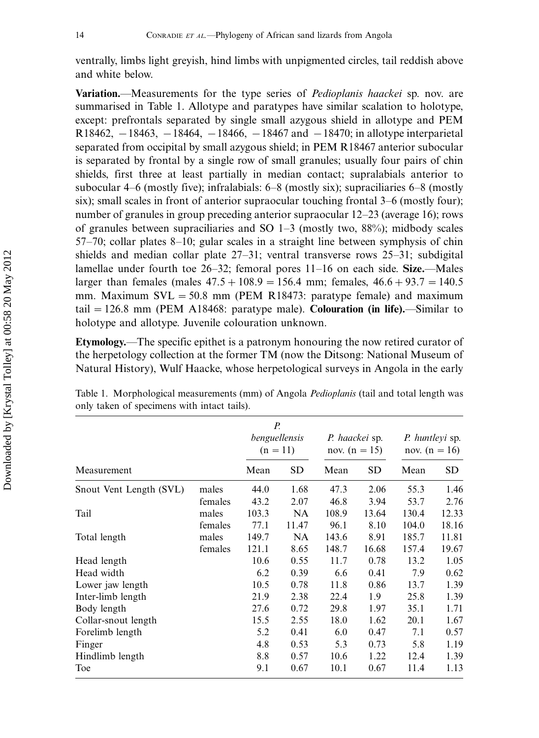ventrally, limbs light greyish, hind limbs with unpigmented circles, tail reddish above and white below.

**Variation.**—Measurements for the type series of *Pedioplanis haackei* sp. nov. are summarised in Table 1. Allotype and paratypes have similar scalation to holotype, except: prefrontals separated by single small azygous shield in allotype and PEM R18462, −18463, −18464, −18466, −18467 and −18470; in allotype interparietal separated from occipital by small azygous shield; in PEM R18467 anterior subocular is separated by frontal by a single row of small granules; usually four pairs of chin shields, first three at least partially in median contact; supralabials anterior to subocular 4–6 (mostly five); infralabials: 6–8 (mostly six); supraciliaries 6–8 (mostly six); small scales in front of anterior supraocular touching frontal 3–6 (mostly four); number of granules in group preceding anterior supraocular 12–23 (average 16); rows of granules between supraciliaries and SO 1–3 (mostly two, 88%); midbody scales 57–70; collar plates 8–10; gular scales in a straight line between symphysis of chin shields and median collar plate 27–31; ventral transverse rows 25–31; subdigital lamellae under fourth toe 26–32; femoral pores 11–16 on each side. **Size.**—Males larger than females (males 47.5 + 108.9 = 156.4 mm; females, 46.6 + 93.7 = 140.5 mm. Maximum SVL = 50.8 mm (PEM R18473: paratype female) and maximum tail = 126.8 mm (PEM A18468: paratype male). **Colouration (in life).**—Similar to holotype and allotype. Juvenile colouration unknown.

**Etymology.**—The specific epithet is a patronym honouring the now retired curator of the herpetology collection at the former TM (now the Ditsong: National Museum of Natural History), Wulf Haacke, whose herpetological surveys in Angola in the early

Table 1. Morphological measurements (mm) of Angola *Pedioplanis* (tail and total length was only taken of specimens with intact tails).

| Measurement | | *P. benguellensis* (n = 11) | | *P. haackei* sp. nov. (n = 15) | | *P. huntleyi* sp. nov. (n = 16) | |
|---|---|---|---|---|---|---|---|
| | | Mean | SD | Mean | SD | Mean | SD |
| Snout Vent Length (SVL) | males | 44.0 | 1.68 | 47.3 | 2.06 | 55.3 | 1.46 |
| | females | 43.2 | 2.07 | 46.8 | 3.94 | 53.7 | 2.76 |
| Tail | males | 103.3 | NA | 108.9 | 13.64 | 130.4 | 12.33 |
| | females | 77.1 | 11.47 | 96.1 | 8.10 | 104.0 | 18.16 |
| Total length | males | 149.7 | NA | 143.6 | 8.91 | 185.7 | 11.81 |
| | females | 121.1 | 8.65 | 148.7 | 16.68 | 157.4 | 19.67 |
| Head length | | 10.6 | 0.55 | 11.7 | 0.78 | 13.2 | 1.05 |
| Head width | | 6.2 | 0.39 | 6.6 | 0.41 | 7.9 | 0.62 |
| Lower jaw length | | 10.5 | 0.78 | 11.8 | 0.86 | 13.7 | 1.39 |
| Inter-limb length | | 21.9 | 2.38 | 22.4 | 1.9 | 25.8 | 1.39 |
| Body length | | 27.6 | 0.72 | 29.8 | 1.97 | 35.1 | 1.71 |
| Collar-snout length | | 15.5 | 2.55 | 18.0 | 1.62 | 20.1 | 1.67 |
| Forelimb length | | 5.2 | 0.41 | 6.0 | 0.47 | 7.1 | 0.57 |
| Finger | | 4.8 | 0.53 | 5.3 | 0.73 | 5.8 | 1.19 |
| Hindlimb length | | 8.8 | 0.57 | 10.6 | 1.22 | 12.4 | 1.39 |
| Toe | | 9.1 | 0.67 | 10.1 | 0.67 | 11.4 | 1.13 |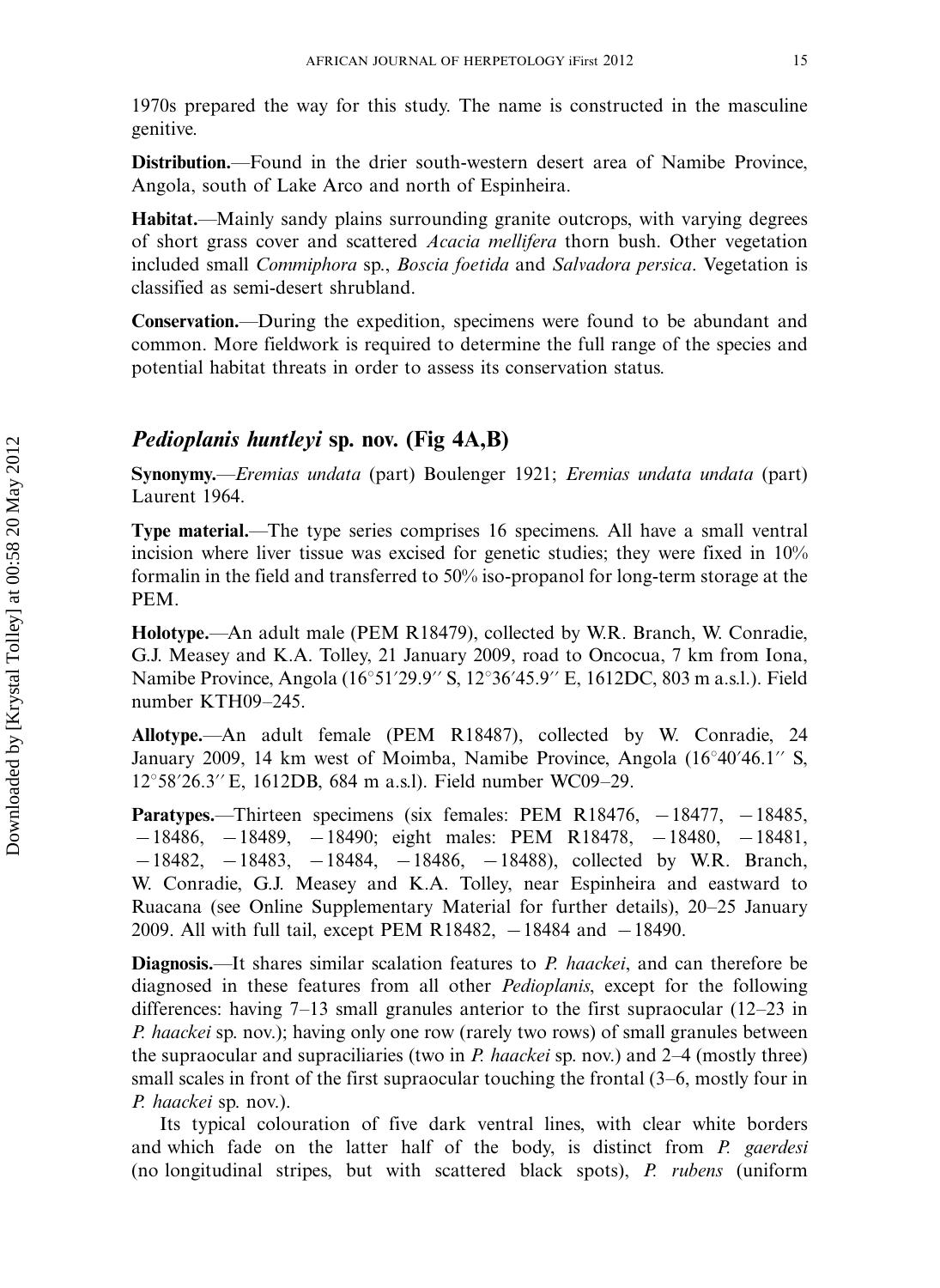1970s prepared the way for this study. The name is constructed in the masculine genitive.

**Distribution.**—Found in the drier south-western desert area of Namibe Province, Angola, south of Lake Arco and north of Espinheira.

**Habitat.**—Mainly sandy plains surrounding granite outcrops, with varying degrees of short grass cover and scattered *Acacia mellifera* thorn bush. Other vegetation included small *Commiphora* sp., *Boscia foetida* and *Salvadora persica*. Vegetation is classified as semi-desert shrubland.

**Conservation.**—During the expedition, specimens were found to be abundant and common. More fieldwork is required to determine the full range of the species and potential habitat threats in order to assess its conservation status.

## *Pedioplanis huntleyi* sp. nov. (Fig 4A,B)

**Synonymy.**—*Eremias undata* (part) Boulenger 1921; *Eremias undata undata* (part) Laurent 1964.

**Type material.**—The type series comprises 16 specimens. All have a small ventral incision where liver tissue was excised for genetic studies; they were fixed in 10% formalin in the field and transferred to 50% iso-propanol for long-term storage at the PEM.

**Holotype.**—An adult male (PEM R18479), collected by W.R. Branch, W. Conradie, G.J. Measey and K.A. Tolley, 21 January 2009, road to Oncocua, 7 km from Iona, Namibe Province, Angola (16°51′29.9″ S, 12°36′45.9″ E, 1612DC, 803 m a.s.l.). Field number KTH09–245.

**Allotype.**—An adult female (PEM R18487), collected by W. Conradie, 24 January 2009, 14 km west of Moimba, Namibe Province, Angola (16°40′46.1″ S, 12°58′26.3″ E, 1612DB, 684 m a.s.l). Field number WC09–29.

**Paratypes.**—Thirteen specimens (six females: PEM R18476, −18477, −18485, −18486, −18489, −18490; eight males: PEM R18478, −18480, −18481, −18482, −18483, −18484, −18486, −18488), collected by W.R. Branch, W. Conradie, G.J. Measey and K.A. Tolley, near Espinheira and eastward to Ruacana (see Online Supplementary Material for further details), 20–25 January 2009. All with full tail, except PEM R18482, −18484 and −18490.

**Diagnosis.**—It shares similar scalation features to *P. haackei*, and can therefore be diagnosed in these features from all other *Pedioplanis*, except for the following differences: having 7–13 small granules anterior to the first supraocular (12–23 in *P. haackei* sp. nov.); having only one row (rarely two rows) of small granules between the supraocular and supraciliaries (two in *P. haackei* sp. nov.) and 2–4 (mostly three) small scales in front of the first supraocular touching the frontal (3–6, mostly four in *P. haackei* sp. nov.).

Its typical colouration of five dark ventral lines, with clear white borders and which fade on the latter half of the body, is distinct from *P. gaerdesi* (no longitudinal stripes, but with scattered black spots), *P. rubens* (uniform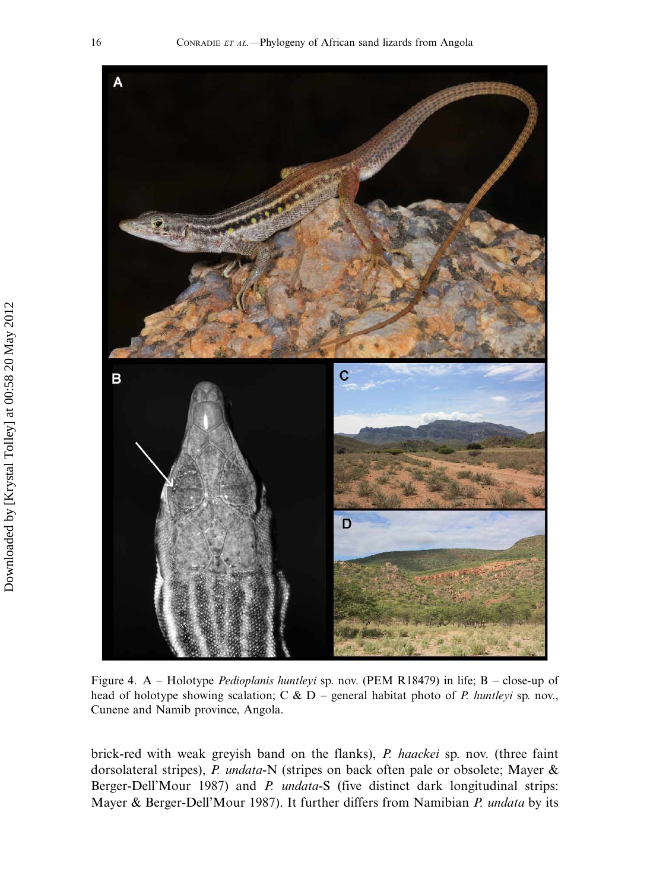Figure 4. A – Holotype *Pedioplanis huntleyi* sp. nov. (PEM R18479) in life; B – close-up of head of holotype showing scalation; C & D – general habitat photo of *P. huntleyi* sp. nov., Cunene and Namib province, Angola.

brick-red with weak greyish band on the flanks), *P. haackei* sp. nov. (three faint dorsolateral stripes), *P. undata*-N (stripes on back often pale or obsolete; Mayer & Berger-Dell'Mour 1987) and *P. undata*-S (five distinct dark longitudinal strips: Mayer & Berger-Dell'Mour 1987). It further differs from Namibian *P. undata* by its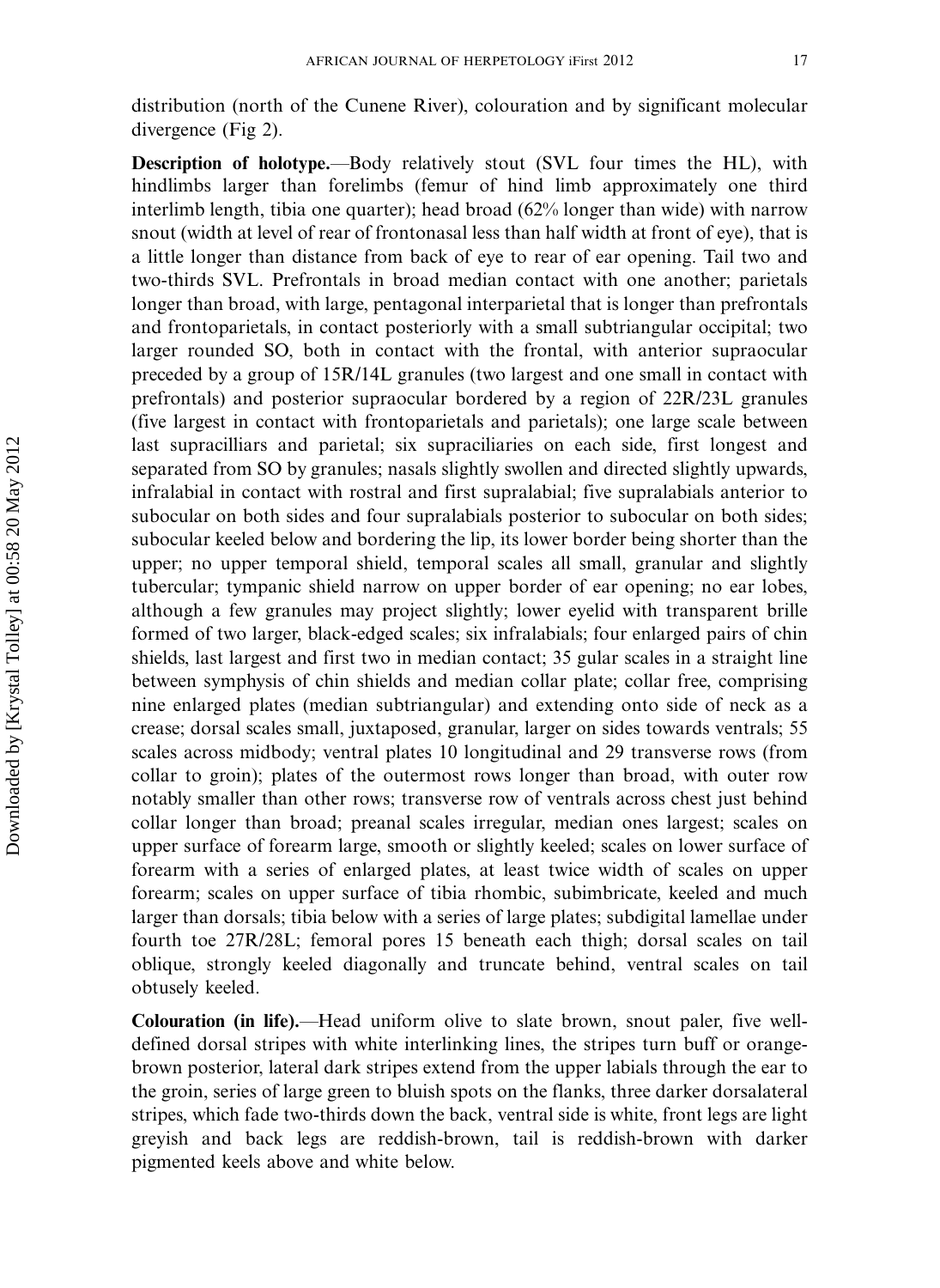distribution (north of the Cunene River), colouration and by significant molecular divergence (Fig 2).

**Description of holotype.**—Body relatively stout (SVL four times the HL), with hindlimbs larger than forelimbs (femur of hind limb approximately one third interlimb length, tibia one quarter); head broad (62% longer than wide) with narrow snout (width at level of rear of frontonasal less than half width at front of eye), that is a little longer than distance from back of eye to rear of ear opening. Tail two and two-thirds SVL. Prefrontals in broad median contact with one another; parietals longer than broad, with large, pentagonal interparietal that is longer than prefrontals and frontoparietals, in contact posteriorly with a small subtriangular occipital; two larger rounded SO, both in contact with the frontal, with anterior supraocular preceded by a group of 15R/14L granules (two largest and one small in contact with prefrontals) and posterior supraocular bordered by a region of 22R/23L granules (five largest in contact with frontoparietals and parietals); one large scale between last supracilliars and parietal; six supraciliaries on each side, first longest and separated from SO by granules; nasals slightly swollen and directed slightly upwards, infralabial in contact with rostral and first supralabial; five supralabials anterior to subocular on both sides and four supralabials posterior to subocular on both sides; subocular keeled below and bordering the lip, its lower border being shorter than the upper; no upper temporal shield, temporal scales all small, granular and slightly tubercular; tympanic shield narrow on upper border of ear opening; no ear lobes, although a few granules may project slightly; lower eyelid with transparent brille formed of two larger, black-edged scales; six infralabials; four enlarged pairs of chin shields, last largest and first two in median contact; 35 gular scales in a straight line between symphysis of chin shields and median collar plate; collar free, comprising nine enlarged plates (median subtriangular) and extending onto side of neck as a crease; dorsal scales small, juxtaposed, granular, larger on sides towards ventrals; 55 scales across midbody; ventral plates 10 longitudinal and 29 transverse rows (from collar to groin); plates of the outermost rows longer than broad, with outer row notably smaller than other rows; transverse row of ventrals across chest just behind collar longer than broad; preanal scales irregular, median ones largest; scales on upper surface of forearm large, smooth or slightly keeled; scales on lower surface of forearm with a series of enlarged plates, at least twice width of scales on upper forearm; scales on upper surface of tibia rhombic, subimbricate, keeled and much larger than dorsals; tibia below with a series of large plates; subdigital lamellae under fourth toe 27R/28L; femoral pores 15 beneath each thigh; dorsal scales on tail oblique, strongly keeled diagonally and truncate behind, ventral scales on tail obtusely keeled.

**Colouration (in life).**—Head uniform olive to slate brown, snout paler, five well-defined dorsal stripes with white interlinking lines, the stripes turn buff or orange-brown posterior, lateral dark stripes extend from the upper labials through the ear to the groin, series of large green to bluish spots on the flanks, three darker dorsalateral stripes, which fade two-thirds down the back, ventral side is white, front legs are light greyish and back legs are reddish-brown, tail is reddish-brown with darker pigmented keels above and white below.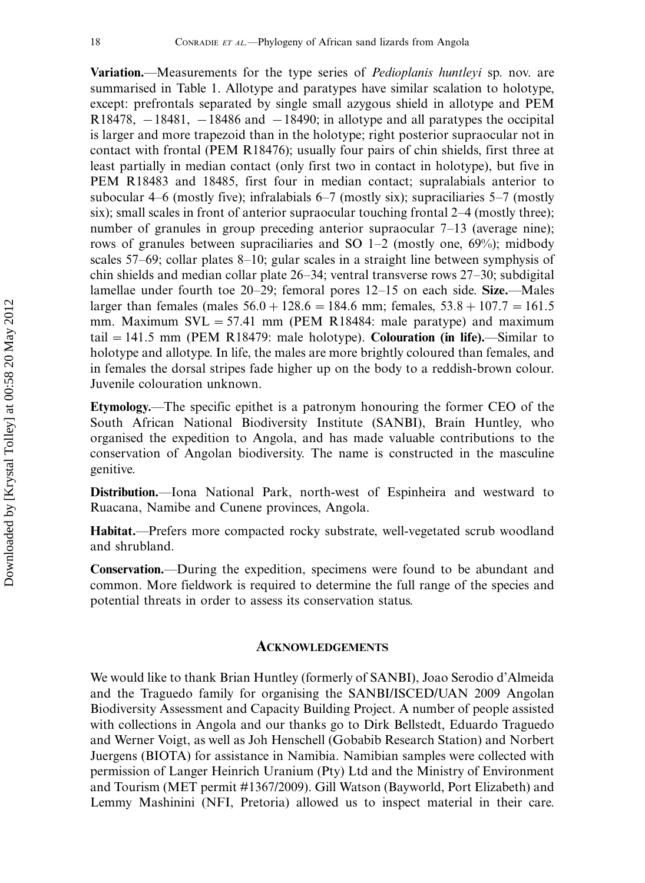**Variation.**—Measurements for the type series of *Pedioplanis huntleyi* sp. nov. are summarised in Table 1. Allotype and paratypes have similar scalation to holotype, except: prefrontals separated by single small azygous shield in allotype and PEM R18478, −18481, −18486 and −18490; in allotype and all paratypes the occipital is larger and more trapezoid than in the holotype; right posterior supraocular not in contact with frontal (PEM R18476); usually four pairs of chin shields, first three at least partially in median contact (only first two in contact in holotype), but five in PEM R18483 and 18485, first four in median contact; supralabials anterior to subocular 4–6 (mostly five); infralabials 6–7 (mostly six); supraciliaries 5–7 (mostly six); small scales in front of anterior supraocular touching frontal 2–4 (mostly three); number of granules in group preceding anterior supraocular 7–13 (average nine); rows of granules between supraciliaries and SO 1–2 (mostly one, 69%); midbody scales 57–69; collar plates 8–10; gular scales in a straight line between symphysis of chin shields and median collar plate 26–34; ventral transverse rows 27–30; subdigital lamellae under fourth toe 20–29; femoral pores 12–15 on each side. **Size.**—Males larger than females (males $56.0 + 128.6 = 184.6$ mm; females, $53.8 + 107.7 = 161.5$ mm. Maximum SVL = 57.41 mm (PEM R18484: male paratype) and maximum tail = 141.5 mm (PEM R18479: male holotype). **Colouration (in life).**—Similar to holotype and allotype. In life, the males are more brightly coloured than females, and in females the dorsal stripes fade higher up on the body to a reddish-brown colour. Juvenile colouration unknown.

**Etymology.**—The specific epithet is a patronym honouring the former CEO of the South African National Biodiversity Institute (SANBI), Brain Huntley, who organised the expedition to Angola, and has made valuable contributions to the conservation of Angolan biodiversity. The name is constructed in the masculine genitive.

**Distribution.**—Iona National Park, north-west of Espinheira and westward to Ruacana, Namibe and Cunene provinces, Angola.

**Habitat.**—Prefers more compacted rocky substrate, well-vegetated scrub woodland and shrubland.

**Conservation.**—During the expedition, specimens were found to be abundant and common. More fieldwork is required to determine the full range of the species and potential threats in order to assess its conservation status.

## Acknowledgements

We would like to thank Brian Huntley (formerly of SANBI), Joao Serodio d'Almeida and the Traguedo family for organising the SANBI/ISCED/UAN 2009 Angolan Biodiversity Assessment and Capacity Building Project. A number of people assisted with collections in Angola and our thanks go to Dirk Bellstedt, Eduardo Traguedo and Werner Voigt, as well as Joh Henschell (Gobabib Research Station) and Norbert Juergens (BIOTA) for assistance in Namibia. Namibian samples were collected with permission of Langer Heinrich Uranium (Pty) Ltd and the Ministry of Environment and Tourism (MET permit #1367/2009). Gill Watson (Bayworld, Port Elizabeth) and Lemmy Mashinini (NFI, Pretoria) allowed us to inspect material in their care.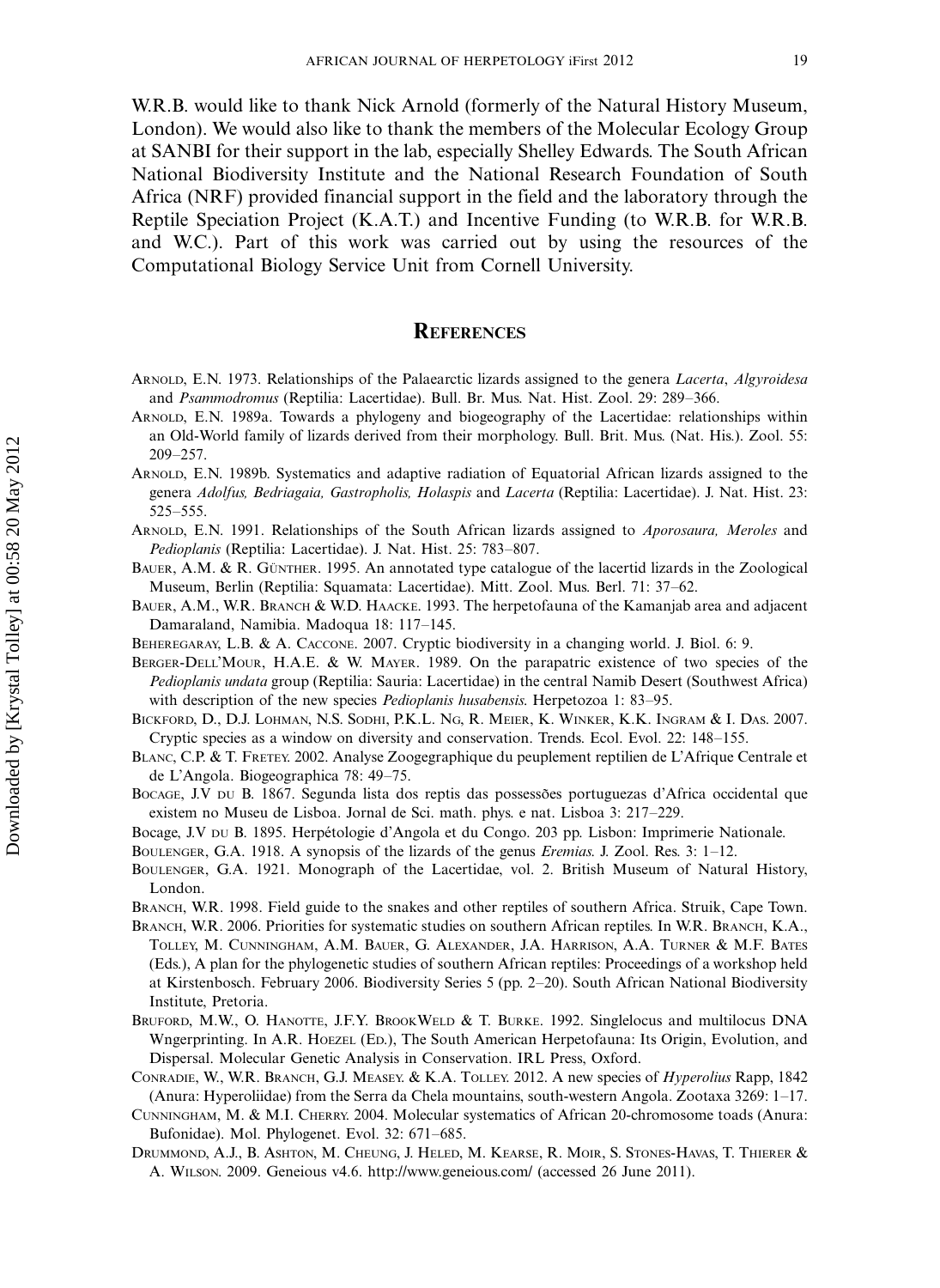W.R.B. would like to thank Nick Arnold (formerly of the Natural History Museum, London). We would also like to thank the members of the Molecular Ecology Group at SANBI for their support in the lab, especially Shelley Edwards. The South African National Biodiversity Institute and the National Research Foundation of South Africa (NRF) provided financial support in the field and the laboratory through the Reptile Speciation Project (K.A.T.) and Incentive Funding (to W.R.B. for W.R.B. and W.C.). Part of this work was carried out by using the resources of the Computational Biology Service Unit from Cornell University.

## References

Arnold, E.N. 1973. Relationships of the Palaearctic lizards assigned to the genera *Lacerta*, *Algyroidesa* and *Psammodromus* (Reptilia: Lacertidae). Bull. Br. Mus. Nat. Hist. Zool. 29: 289–366.

Arnold, E.N. 1989a. Towards a phylogeny and biogeography of the Lacertidae: relationships within an Old-World family of lizards derived from their morphology. Bull. Brit. Mus. (Nat. His.). Zool. 55: 209–257.

Arnold, E.N. 1989b. Systematics and adaptive radiation of Equatorial African lizards assigned to the genera *Adolfus, Bedriagaia, Gastropholis, Holaspis* and *Lacerta* (Reptilia: Lacertidae). J. Nat. Hist. 23: 525–555.

Arnold, E.N. 1991. Relationships of the South African lizards assigned to *Aporosaura, Meroles* and *Pedioplanis* (Reptilia: Lacertidae). J. Nat. Hist. 25: 783–807.

Bauer, A.M. & R. Günther. 1995. An annotated type catalogue of the lacertid lizards in the Zoological Museum, Berlin (Reptilia: Squamata: Lacertidae). Mitt. Zool. Mus. Berl. 71: 37–62.

Bauer, A.M., W.R. Branch & W.D. Haacke. 1993. The herpetofauna of the Kamanjab area and adjacent Damaraland, Namibia. Madoqua 18: 117–145.

Beheregaray, L.B. & A. Caccone. 2007. Cryptic biodiversity in a changing world. J. Biol. 6: 9.

Berger-Dell'Mour, H.A.E. & W. Mayer. 1989. On the parapatric existence of two species of the *Pedioplanis undata* group (Reptilia: Sauria: Lacertidae) in the central Namib Desert (Southwest Africa) with description of the new species *Pedioplanis husabensis*. Herpetozoa 1: 83–95.

Bickford, D., D.J. Lohman, N.S. Sodhi, P.K.L. Ng, R. Meier, K. Winker, K.K. Ingram & I. Das. 2007. Cryptic species as a window on diversity and conservation. Trends. Ecol. Evol. 22: 148–155.

Blanc, C.P. & T. Fretey. 2002. Analyse Zoogegraphique du peuplement reptilien de L'Afrique Centrale et de L'Angola. Biogeographica 78: 49–75.

Bocage, J.V du B. 1867. Segunda lista dos reptis das possessões portuguezas d'Africa occidental que existem no Museu de Lisboa. Jornal de Sci. math. phys. e nat. Lisboa 3: 217–229.

Bocage, J.V du B. 1895. Herpétologie d'Angola et du Congo. 203 pp. Lisbon: Imprimerie Nationale.

Boulenger, G.A. 1918. A synopsis of the lizards of the genus *Eremias*. J. Zool. Res. 3: 1–12.

Boulenger, G.A. 1921. Monograph of the Lacertidae, vol. 2. British Museum of Natural History, London.

Branch, W.R. 1998. Field guide to the snakes and other reptiles of southern Africa. Struik, Cape Town.

Branch, W.R. 2006. Priorities for systematic studies on southern African reptiles. In W.R. Branch, K.A., Tolley, M. Cunningham, A.M. Bauer, G. Alexander, J.A. Harrison, A.A. Turner & M.F. Bates (Eds.), A plan for the phylogenetic studies of southern African reptiles: Proceedings of a workshop held at Kirstenbosch. February 2006. Biodiversity Series 5 (pp. 2–20). South African National Biodiversity Institute, Pretoria.

Bruford, M.W., O. Hanotte, J.F.Y. BrookWeld & T. Burke. 1992. Singlelocus and multilocus DNA Wngerprinting. In A.R. Hoezel (Ed.), The South American Herpetofauna: Its Origin, Evolution, and Dispersal. Molecular Genetic Analysis in Conservation. IRL Press, Oxford.

Conradie, W., W.R. Branch, G.J. Measey. & K.A. Tolley. 2012. A new species of *Hyperolius* Rapp, 1842 (Anura: Hyperoliidae) from the Serra da Chela mountains, south-western Angola. Zootaxa 3269: 1–17.

Cunningham, M. & M.I. Cherry. 2004. Molecular systematics of African 20-chromosome toads (Anura: Bufonidae). Mol. Phylogenet. Evol. 32: 671–685.

Drummond, A.J., B. Ashton, M. Cheung, J. Heled, M. Kearse, R. Moir, S. Stones-Havas, T. Thierer & A. Wilson. 2009. Geneious v4.6. http://www.geneious.com/ (accessed 26 June 2011).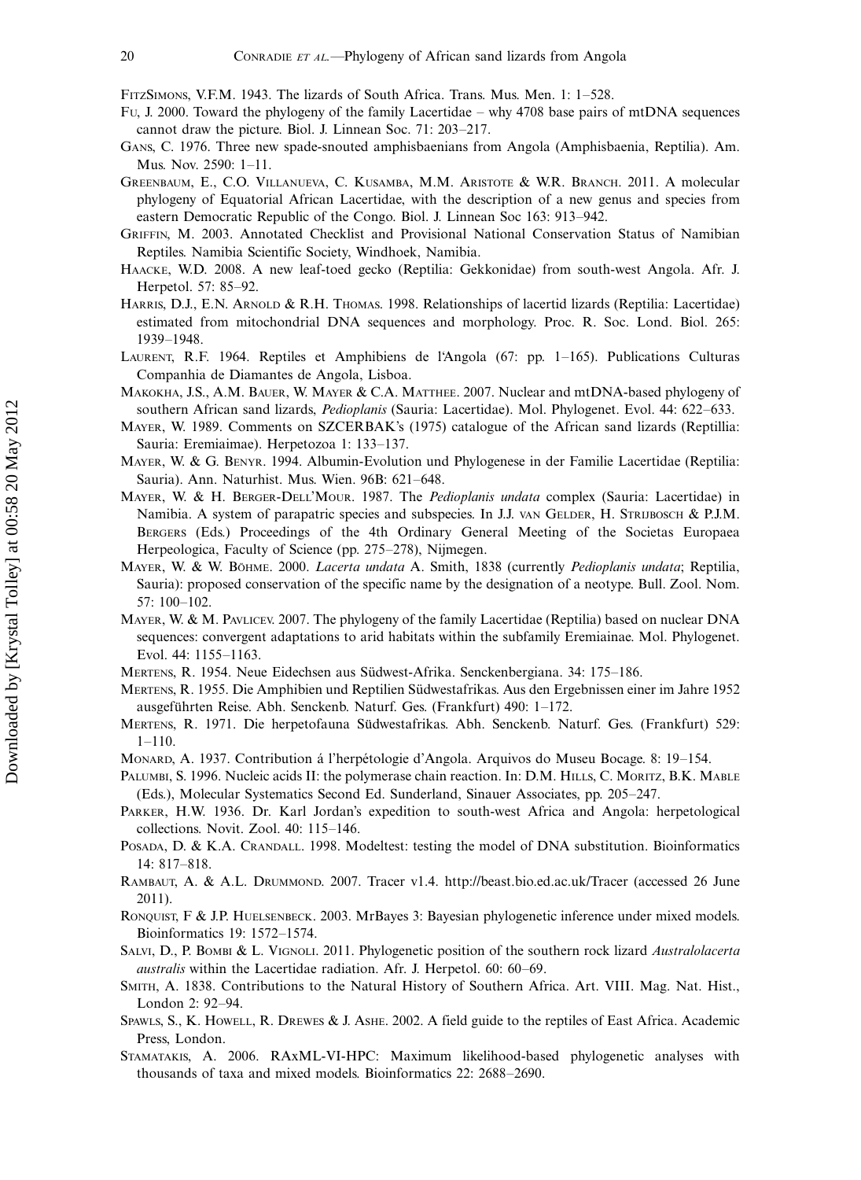FitzSimons, V.F.M. 1943. The lizards of South Africa. Trans. Mus. Men. 1: 1–528.

Fu, J. 2000. Toward the phylogeny of the family Lacertidae – why 4708 base pairs of mtDNA sequences cannot draw the picture. Biol. J. Linnean Soc. 71: 203–217.

Gans, C. 1976. Three new spade-snouted amphisbaenians from Angola (Amphisbaenia, Reptilia). Am. Mus. Nov. 2590: 1–11.

Greenbaum, E., C.O. Villanueva, C. Kusamba, M.M. Aristote & W.R. Branch. 2011. A molecular phylogeny of Equatorial African Lacertidae, with the description of a new genus and species from eastern Democratic Republic of the Congo. Biol. J. Linnean Soc 163: 913–942.

Griffin, M. 2003. Annotated Checklist and Provisional National Conservation Status of Namibian Reptiles. Namibia Scientific Society, Windhoek, Namibia.

Haacke, W.D. 2008. A new leaf-toed gecko (Reptilia: Gekkonidae) from south-west Angola. Afr. J. Herpetol. 57: 85–92.

Harris, D.J., E.N. Arnold & R.H. Thomas. 1998. Relationships of lacertid lizards (Reptilia: Lacertidae) estimated from mitochondrial DNA sequences and morphology. Proc. R. Soc. Lond. Biol. 265: 1939–1948.

Laurent, R.F. 1964. Reptiles et Amphibiens de l'Angola (67: pp. 1–165). Publications Culturas Companhia de Diamantes de Angola, Lisboa.

Makokha, J.S., A.M. Bauer, W. Mayer & C.A. Matthee. 2007. Nuclear and mtDNA-based phylogeny of southern African sand lizards, *Pedioplanis* (Sauria: Lacertidae). Mol. Phylogenet. Evol. 44: 622–633.

Mayer, W. 1989. Comments on SZCERBAK's (1975) catalogue of the African sand lizards (Reptillia: Sauria: Eremiaimae). Herpetozoa 1: 133–137.

Mayer, W. & G. Benyr. 1994. Albumin-Evolution und Phylogenese in der Familie Lacertidae (Reptilia: Sauria). Ann. Naturhist. Mus. Wien. 96B: 621–648.

Mayer, W. & H. Berger-Dell'Mour. 1987. The *Pedioplanis undata* complex (Sauria: Lacertidae) in Namibia. A system of parapatric species and subspecies. In J.J. van Gelder, H. Strijbosch & P.J.M. Bergers (Eds.) Proceedings of the 4th Ordinary General Meeting of the Societas Europaea Herpeologica, Faculty of Science (pp. 275–278), Nijmegen.

Mayer, W. & W. Böhme. 2000. *Lacerta undata* A. Smith, 1838 (currently *Pedioplanis undata*; Reptilia, Sauria): proposed conservation of the specific name by the designation of a neotype. Bull. Zool. Nom. 57: 100–102.

Mayer, W. & M. Pavlicev. 2007. The phylogeny of the family Lacertidae (Reptilia) based on nuclear DNA sequences: convergent adaptations to arid habitats within the subfamily Eremiainae. Mol. Phylogenet. Evol. 44: 1155–1163.

Mertens, R. 1954. Neue Eidechsen aus Südwest-Afrika. Senckenbergiana. 34: 175–186.

Mertens, R. 1955. Die Amphibien und Reptilien Südwestafrikas. Aus den Ergebnissen einer im Jahre 1952 ausgeführten Reise. Abh. Senckenb. Naturf. Ges. (Frankfurt) 490: 1–172.

Mertens, R. 1971. Die herpetofauna Südwestafrikas. Abh. Senckenb. Naturf. Ges. (Frankfurt) 529: 1–110.

Monard, A. 1937. Contribution á l'herpétologie d'Angola. Arquivos do Museu Bocage. 8: 19–154.

Palumbi, S. 1996. Nucleic acids II: the polymerase chain reaction. In: D.M. Hills, C. Moritz, B.K. Mable (Eds.), Molecular Systematics Second Ed. Sunderland, Sinauer Associates, pp. 205–247.

Parker, H.W. 1936. Dr. Karl Jordan's expedition to south-west Africa and Angola: herpetological collections. Novit. Zool. 40: 115–146.

Posada, D. & K.A. Crandall. 1998. Modeltest: testing the model of DNA substitution. Bioinformatics 14: 817–818.

Rambaut, A. & A.L. Drummond. 2007. Tracer v1.4. http://beast.bio.ed.ac.uk/Tracer (accessed 26 June 2011).

Ronquist, F & J.P. Huelsenbeck. 2003. MrBayes 3: Bayesian phylogenetic inference under mixed models. Bioinformatics 19: 1572–1574.

Salvi, D., P. Bombi & L. Vignoli. 2011. Phylogenetic position of the southern rock lizard *Australolacerta australis* within the Lacertidae radiation. Afr. J. Herpetol. 60: 60–69.

Smith, A. 1838. Contributions to the Natural History of Southern Africa. Art. VIII. Mag. Nat. Hist., London 2: 92–94.

Spawls, S., K. Howell, R. Drewes & J. Ashe. 2002. A field guide to the reptiles of East Africa. Academic Press, London.

Stamatakis, A. 2006. RAxML-VI-HPC: Maximum likelihood-based phylogenetic analyses with thousands of taxa and mixed models. Bioinformatics 22: 2688–2690.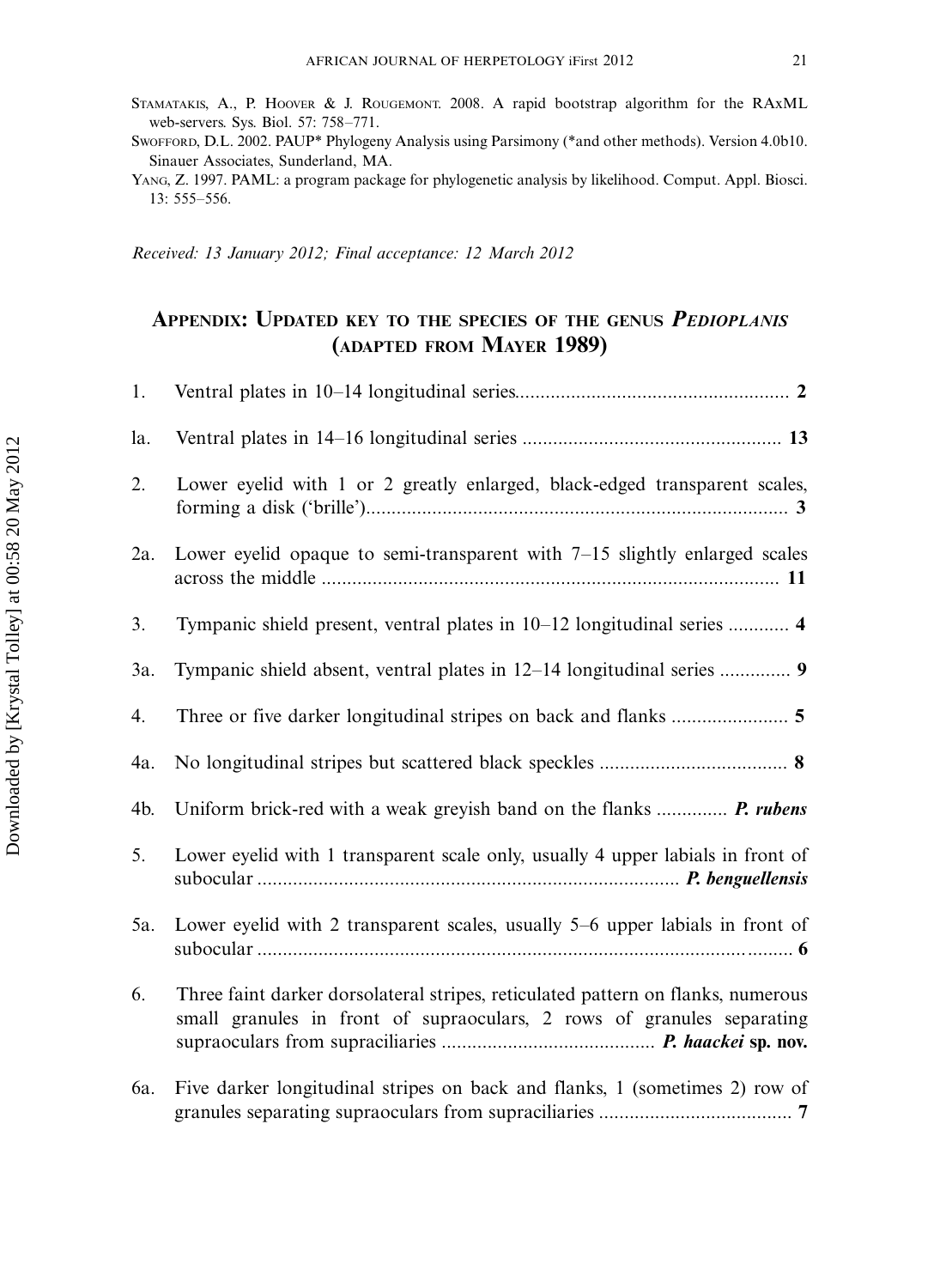Stamatakis, A., P. Hoover & J. Rougemont. 2008. A rapid bootstrap algorithm for the RAxML web-servers. Sys. Biol. 57: 758–771.

Swofford, D.L. 2002. PAUP* Phylogeny Analysis using Parsimony (*and other methods). Version 4.0b10. Sinauer Associates, Sunderland, MA.

Yang, Z. 1997. PAML: a program package for phylogenetic analysis by likelihood. Comput. Appl. Biosci. 13: 555–556.

*Received: 13 January 2012; Final acceptance: 12 March 2012*

## Appendix: Updated key to the species of the genus *Pedioplanis* (adapted from Mayer 1989)

1. Ventral plates in 10–14 longitudinal series...................................................... **2**

la. Ventral plates in 14–16 longitudinal series .................................................. **13**

2. Lower eyelid with 1 or 2 greatly enlarged, black-edged transparent scales, forming a disk ('brille').................................................................................. **3**

2a. Lower eyelid opaque to semi-transparent with 7–15 slightly enlarged scales across the middle ......................................................................................... **11**

3. Tympanic shield present, ventral plates in 10–12 longitudinal series ............ **4**

3a. Tympanic shield absent, ventral plates in 12–14 longitudinal series .............. **9**

4. Three or five darker longitudinal stripes on back and flanks ....................... **5**

4a. No longitudinal stripes but scattered black speckles .................................... **8**

4b. Uniform brick-red with a weak greyish band on the flanks .............. ***P. rubens***

5. Lower eyelid with 1 transparent scale only, usually 4 upper labials in front of subocular ................................................................................... ***P. benguellensis***

5a. Lower eyelid with 2 transparent scales, usually 5–6 upper labials in front of subocular ........................................................................................................ **6**

6. Three faint darker dorsolateral stripes, reticulated pattern on flanks, numerous small granules in front of supraoculars, 2 rows of granules separating supraoculars from supraciliaries .......................................... ***P. haackei* sp. nov.**

6a. Five darker longitudinal stripes on back and flanks, 1 (sometimes 2) row of granules separating supraoculars from supraciliaries ...................................... **7**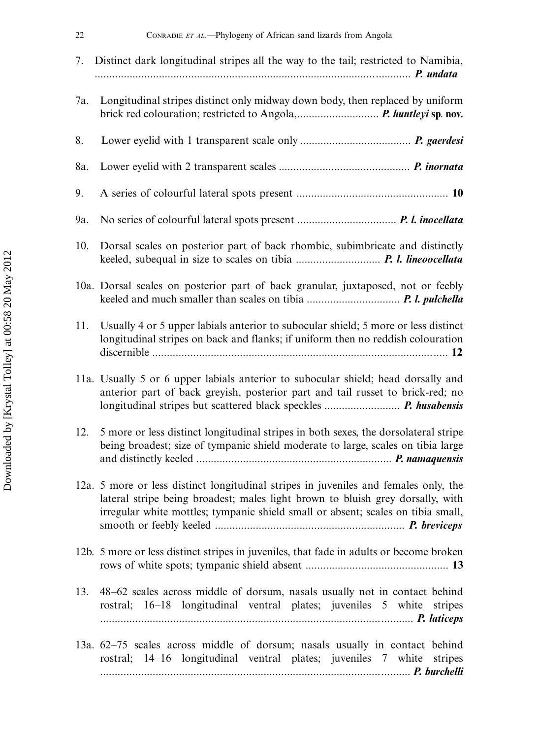7. Distinct dark longitudinal stripes all the way to the tail; restricted to Namibia, .................................................................................................................. ***P. undata***

7a. Longitudinal stripes distinct only midway down body, then replaced by uniform brick red colouration; restricted to Angola,............................ ***P. huntleyi* sp. nov.**

8. Lower eyelid with 1 transparent scale only ...................................... ***P. gaerdesi***

8a. Lower eyelid with 2 transparent scales ............................................. ***P. inornata***

9. A series of colourful lateral spots present .................................................... **10**

9a. No series of colourful lateral spots present .................................. ***P. l. inocellata***

10. Dorsal scales on posterior part of back rhombic, subimbricate and distinctly keeled, subequal in size to scales on tibia ............................. ***P. l. lineoocellata***

10a. Dorsal scales on posterior part of back granular, juxtaposed, not or feebly keeled and much smaller than scales on tibia ................................ ***P. l. pulchella***

11. Usually 4 or 5 upper labials anterior to subocular shield; 5 more or less distinct longitudinal stripes on back and flanks; if uniform then no reddish colouration discernible ................................................................................................. **12**

11a. Usually 5 or 6 upper labials anterior to subocular shield; head dorsally and anterior part of back greyish, posterior part and tail russet to brick-red; no longitudinal stripes but scattered black speckles .......................... ***P. husabensis***

12. 5 more or less distinct longitudinal stripes in both sexes, the dorsolateral stripe being broadest; size of tympanic shield moderate to large, scales on tibia large and distinctly keeled ................................................................... ***P. namaquensis***

12a. 5 more or less distinct longitudinal stripes in juveniles and females only, the lateral stripe being broadest; males light brown to bluish grey dorsally, with irregular white mottles; tympanic shield small or absent; scales on tibia small, smooth or feebly keeled ................................................................. ***P. breviceps***

12b. 5 more or less distinct stripes in juveniles, that fade in adults or become broken rows of white spots; tympanic shield absent ................................................. **13**

13. 48–62 scales across middle of dorsum, nasals usually not in contact behind rostral; 16–18 longitudinal ventral plates; juveniles 5 white stripes .................................................................................................................. ***P. laticeps***

13a. 62–75 scales across middle of dorsum; nasals usually in contact behind rostral; 14–16 longitudinal ventral plates; juveniles 7 white stripes .................................................................................................................. ***P. burchelli***